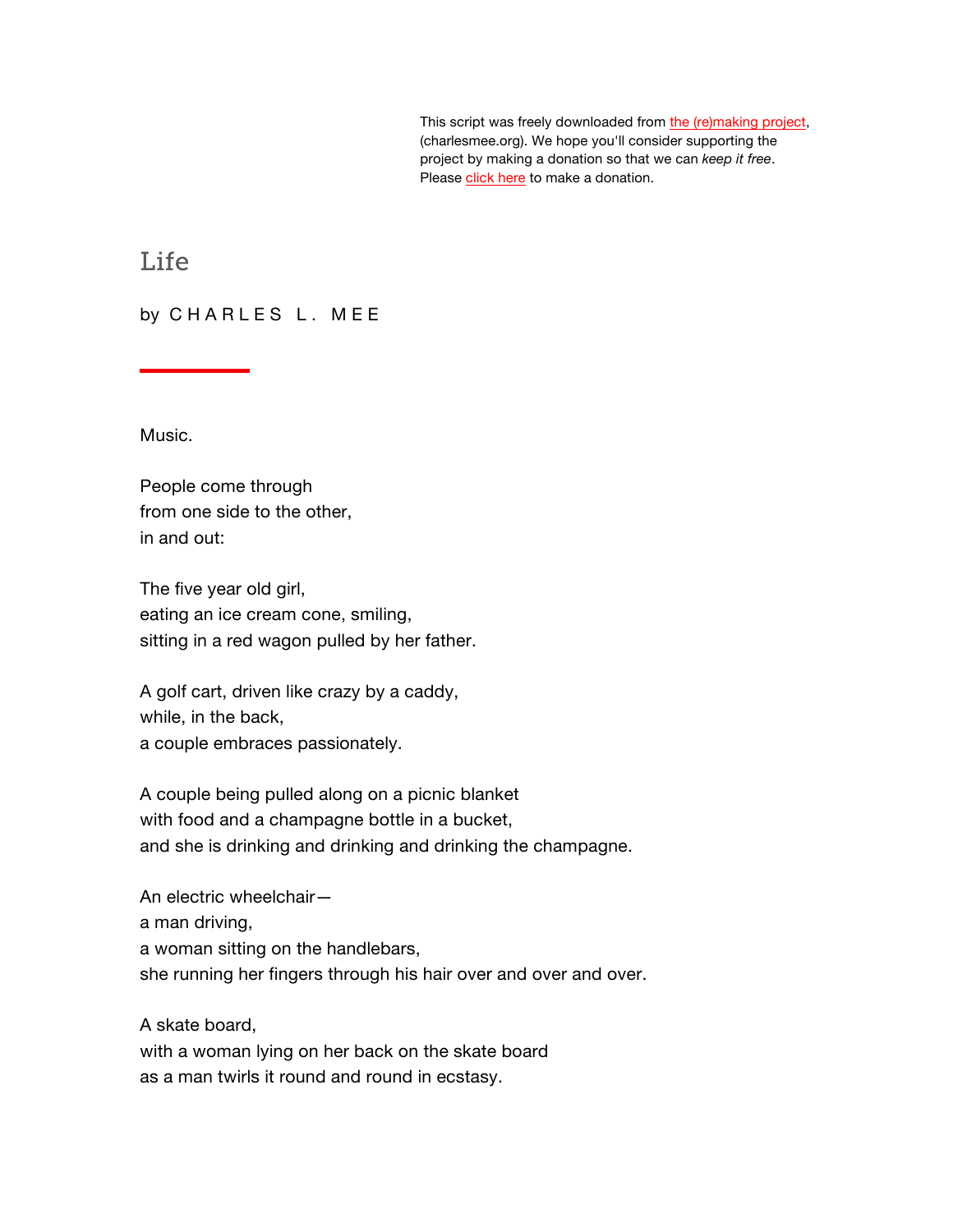This script was freely downloaded from the (re)making project, (charlesmee.org). We hope you'll consider supporting the project by making a donation so that we can *keep it free*. Please click here to make a donation.

# Life

by CHARLES L. MEE

Music.

People come through  
from one side to the other,  
in and out:

The five year old girl,  
eating an ice cream cone, smiling,  
sitting in a red wagon pulled by her father.

A golf cart, driven like crazy by a caddy,  
while, in the back,  
a couple embraces passionately.

A couple being pulled along on a picnic blanket  
with food and a champagne bottle in a bucket,  
and she is drinking and drinking and drinking the champagne.

An electric wheelchair—  
a man driving,  
a woman sitting on the handlebars,  
she running her fingers through his hair over and over and over.

A skate board,  
with a woman lying on her back on the skate board  
as a man twirls it round and round in ecstasy.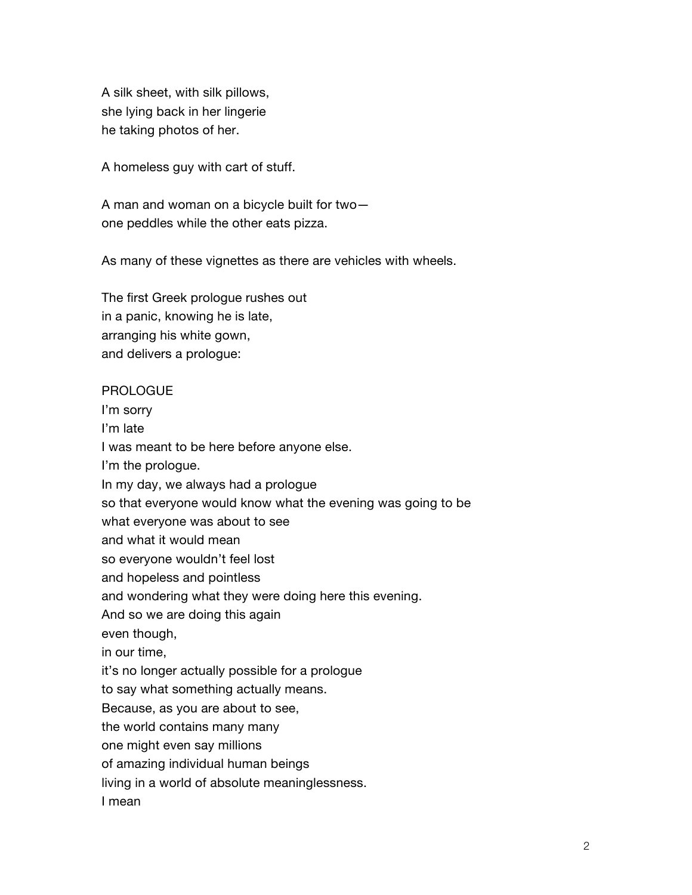A silk sheet, with silk pillows,
she lying back in her lingerie
he taking photos of her.

A homeless guy with cart of stuff.

A man and woman on a bicycle built for two—
one peddles while the other eats pizza.

As many of these vignettes as there are vehicles with wheels.

The first Greek prologue rushes out
in a panic, knowing he is late,
arranging his white gown,
and delivers a prologue:

PROLOGUE
I'm sorry
I'm late
I was meant to be here before anyone else.
I'm the prologue.
In my day, we always had a prologue
so that everyone would know what the evening was going to be
what everyone was about to see
and what it would mean
so everyone wouldn't feel lost
and hopeless and pointless
and wondering what they were doing here this evening.
And so we are doing this again
even though,
in our time,
it's no longer actually possible for a prologue
to say what something actually means.
Because, as you are about to see,
the world contains many many
one might even say millions
of amazing individual human beings
living in a world of absolute meaninglessness.
I mean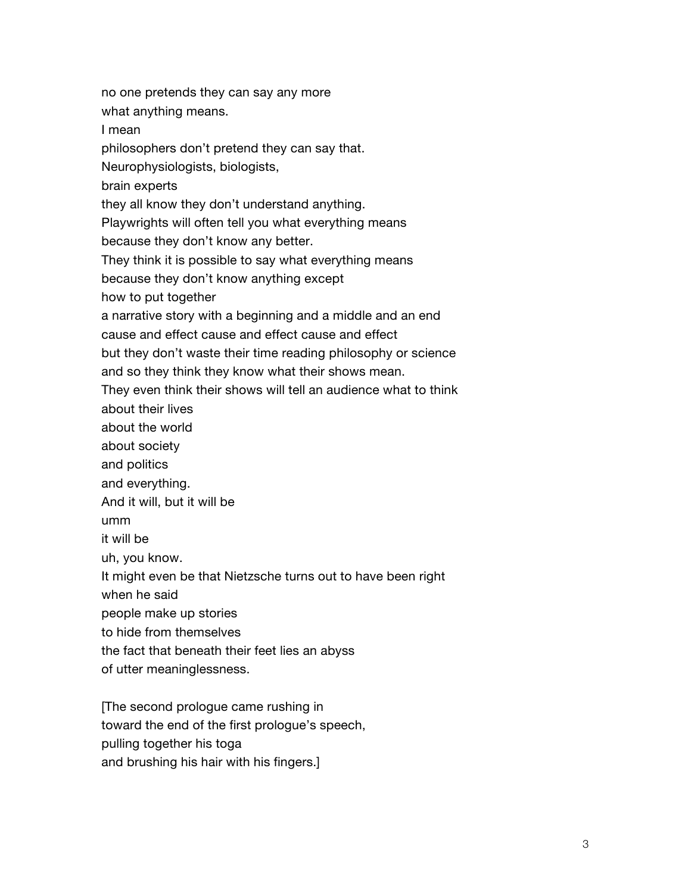no one pretends they can say any more  
what anything means.  
I mean  
philosophers don't pretend they can say that.  
Neurophysiologists, biologists,  
brain experts  
they all know they don't understand anything.  
Playwrights will often tell you what everything means  
because they don't know any better.  
They think it is possible to say what everything means  
because they don't know anything except  
how to put together  
a narrative story with a beginning and a middle and an end  
cause and effect cause and effect cause and effect  
but they don't waste their time reading philosophy or science  
and so they think they know what their shows mean.  
They even think their shows will tell an audience what to think  
about their lives  
about the world  
about society  
and politics  
and everything.  
And it will, but it will be  
umm  
it will be  
uh, you know.  
It might even be that Nietzsche turns out to have been right  
when he said  
people make up stories  
to hide from themselves  
the fact that beneath their feet lies an abyss  
of utter meaninglessness.

[The second prologue came rushing in  
toward the end of the first prologue's speech,  
pulling together his toga  
and brushing his hair with his fingers.]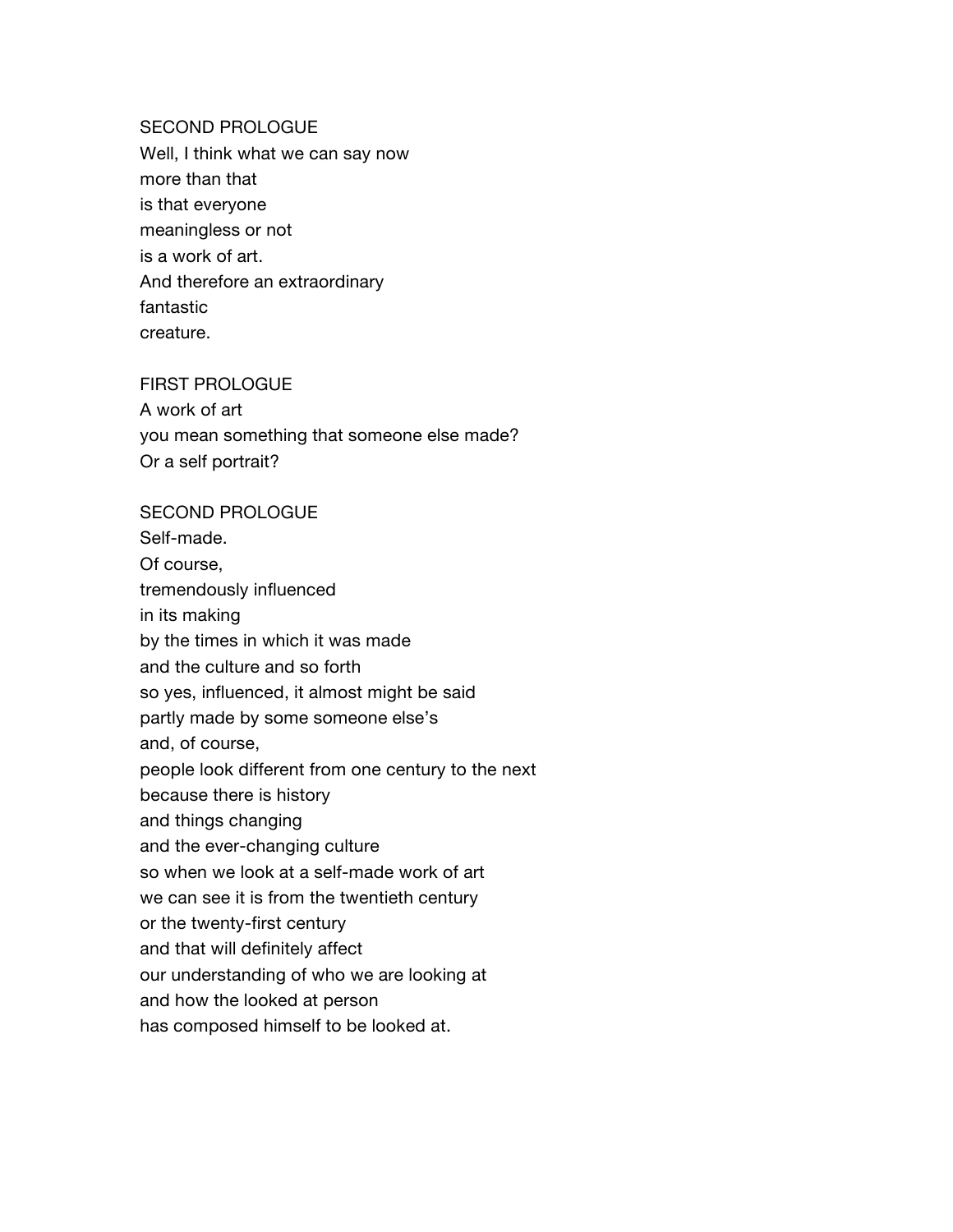SECOND PROLOGUE
Well, I think what we can say now
more than that
is that everyone
meaningless or not
is a work of art.
And therefore an extraordinary
fantastic
creature.

FIRST PROLOGUE
A work of art
you mean something that someone else made?
Or a self portrait?

SECOND PROLOGUE
Self-made.
Of course,
tremendously influenced
in its making
by the times in which it was made
and the culture and so forth
so yes, influenced, it almost might be said
partly made by some someone else's
and, of course,
people look different from one century to the next
because there is history
and things changing
and the ever-changing culture
so when we look at a self-made work of art
we can see it is from the twentieth century
or the twenty-first century
and that will definitely affect
our understanding of who we are looking at
and how the looked at person
has composed himself to be looked at.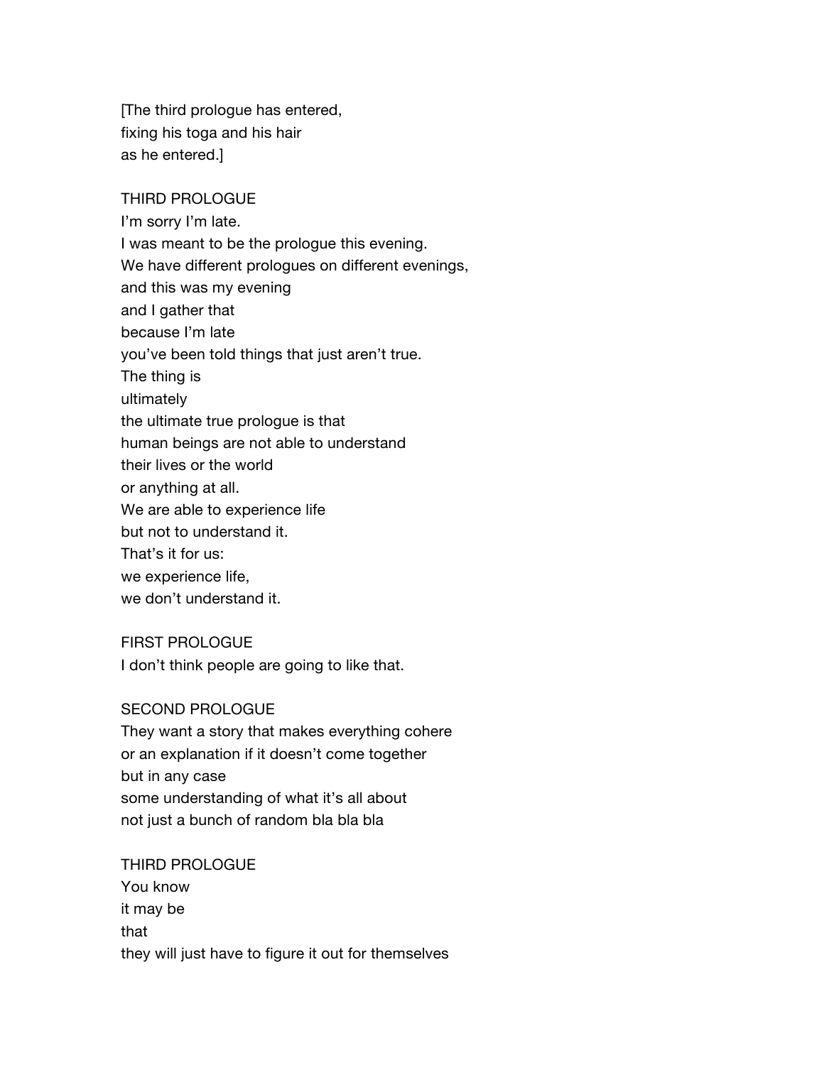[The third prologue has entered,
fixing his toga and his hair
as he entered.]

THIRD PROLOGUE
I'm sorry I'm late.
I was meant to be the prologue this evening.
We have different prologues on different evenings,
and this was my evening
and I gather that
because I'm late
you've been told things that just aren't true.
The thing is
ultimately
the ultimate true prologue is that
human beings are not able to understand
their lives or the world
or anything at all.
We are able to experience life
but not to understand it.
That's it for us:
we experience life,
we don't understand it.

FIRST PROLOGUE
I don't think people are going to like that.

SECOND PROLOGUE
They want a story that makes everything cohere
or an explanation if it doesn't come together
but in any case
some understanding of what it's all about
not just a bunch of random bla bla bla

THIRD PROLOGUE
You know
it may be
that
they will just have to figure it out for themselves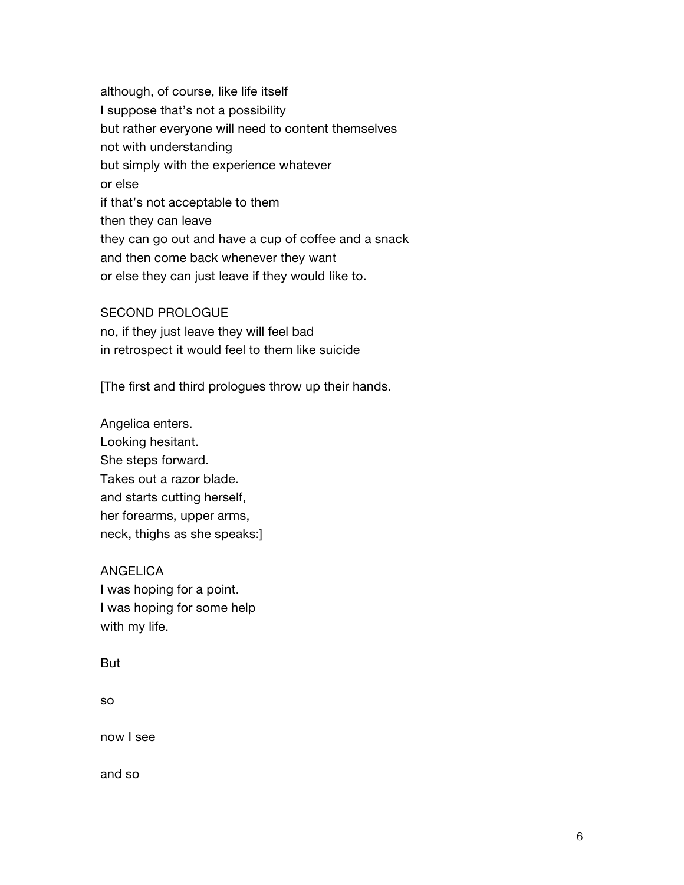although, of course, like life itself
I suppose that's not a possibility
but rather everyone will need to content themselves
not with understanding
but simply with the experience whatever
or else
if that's not acceptable to them
then they can leave
they can go out and have a cup of coffee and a snack
and then come back whenever they want
or else they can just leave if they would like to.

SECOND PROLOGUE
no, if they just leave they will feel bad
in retrospect it would feel to them like suicide

[The first and third prologues throw up their hands.

Angelica enters.
Looking hesitant.
She steps forward.
Takes out a razor blade.
and starts cutting herself,
her forearms, upper arms,
neck, thighs as she speaks:]

ANGELICA
I was hoping for a point.
I was hoping for some help
with my life.

But

so

now I see

and so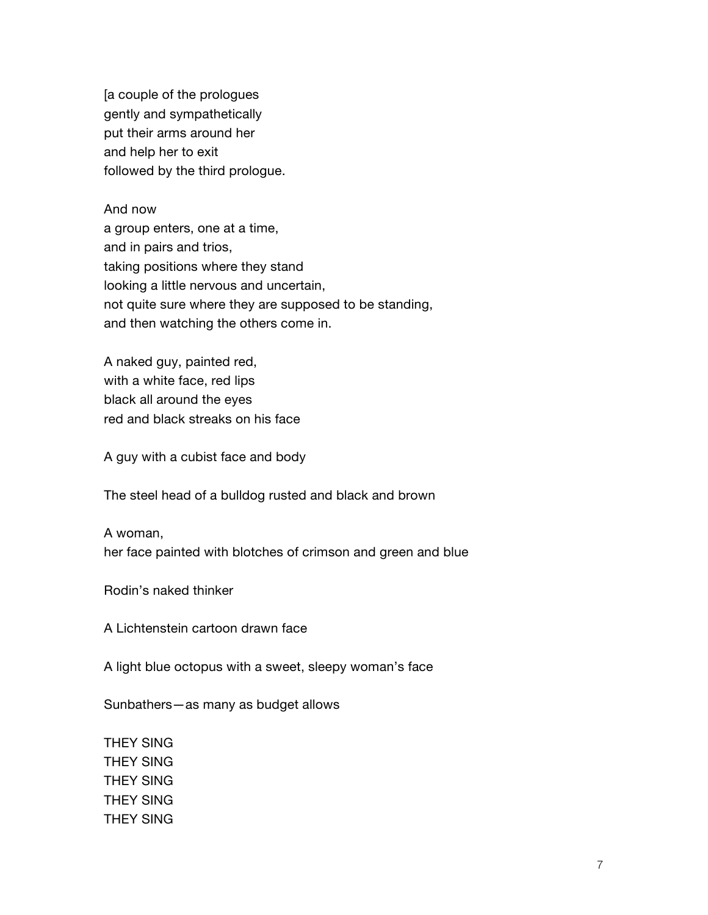[a couple of the prologues  
gently and sympathetically  
put their arms around her  
and help her to exit  
followed by the third prologue.

And now  
a group enters, one at a time,  
and in pairs and trios,  
taking positions where they stand  
looking a little nervous and uncertain,  
not quite sure where they are supposed to be standing,  
and then watching the others come in.

A naked guy, painted red,  
with a white face, red lips  
black all around the eyes  
red and black streaks on his face

A guy with a cubist face and body

The steel head of a bulldog rusted and black and brown

A woman,  
her face painted with blotches of crimson and green and blue

Rodin's naked thinker

A Lichtenstein cartoon drawn face

A light blue octopus with a sweet, sleepy woman's face

Sunbathers—as many as budget allows

THEY SING  
THEY SING  
THEY SING  
THEY SING  
THEY SING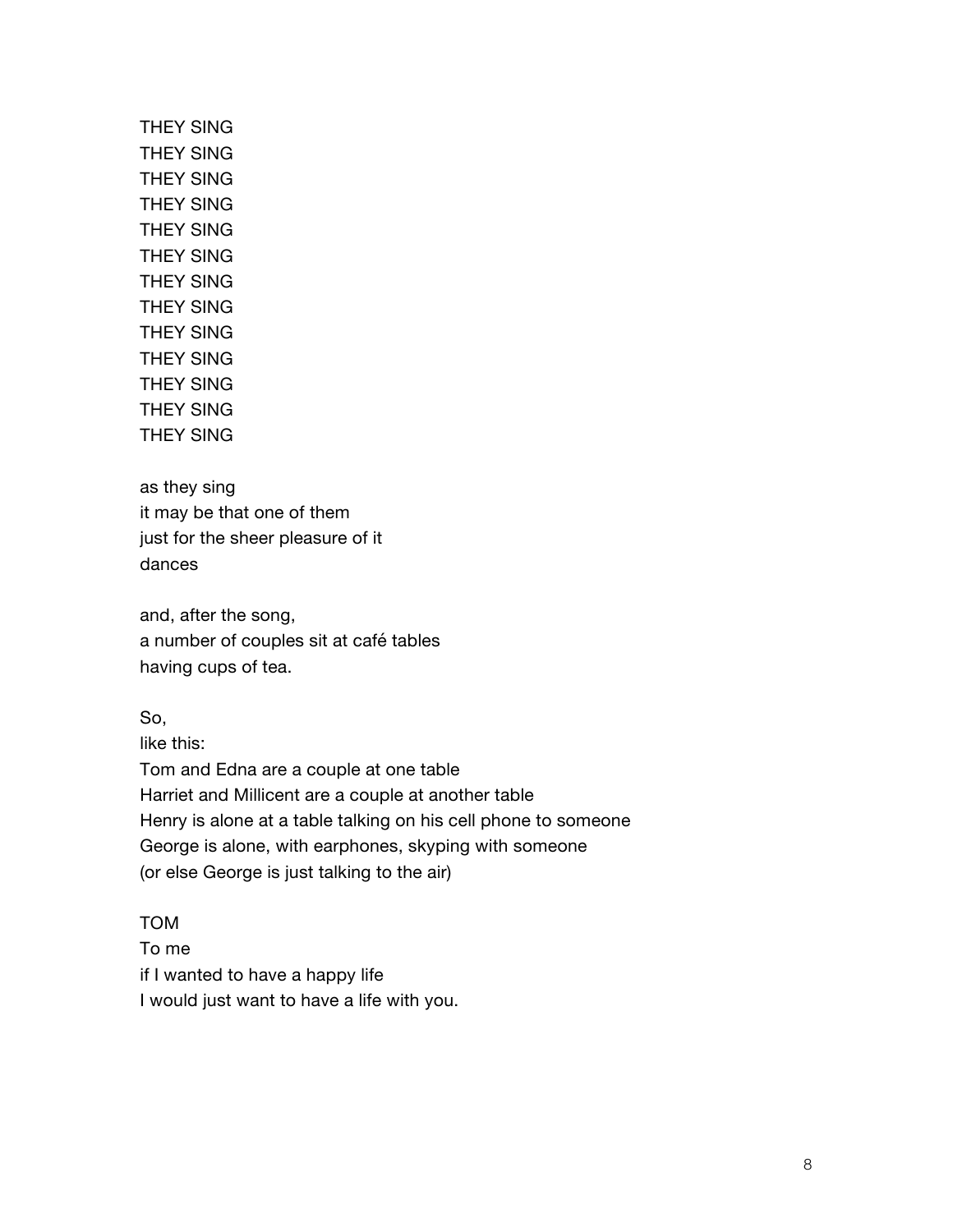THEY SING  
THEY SING  
THEY SING  
THEY SING  
THEY SING  
THEY SING  
THEY SING  
THEY SING  
THEY SING  
THEY SING  
THEY SING  
THEY SING  
THEY SING

as they sing  
it may be that one of them  
just for the sheer pleasure of it  
dances

and, after the song,  
a number of couples sit at café tables  
having cups of tea.

So,  
like this:  
Tom and Edna are a couple at one table  
Harriet and Millicent are a couple at another table  
Henry is alone at a table talking on his cell phone to someone  
George is alone, with earphones, skyping with someone  
(or else George is just talking to the air)

TOM  
To me  
if I wanted to have a happy life  
I would just want to have a life with you.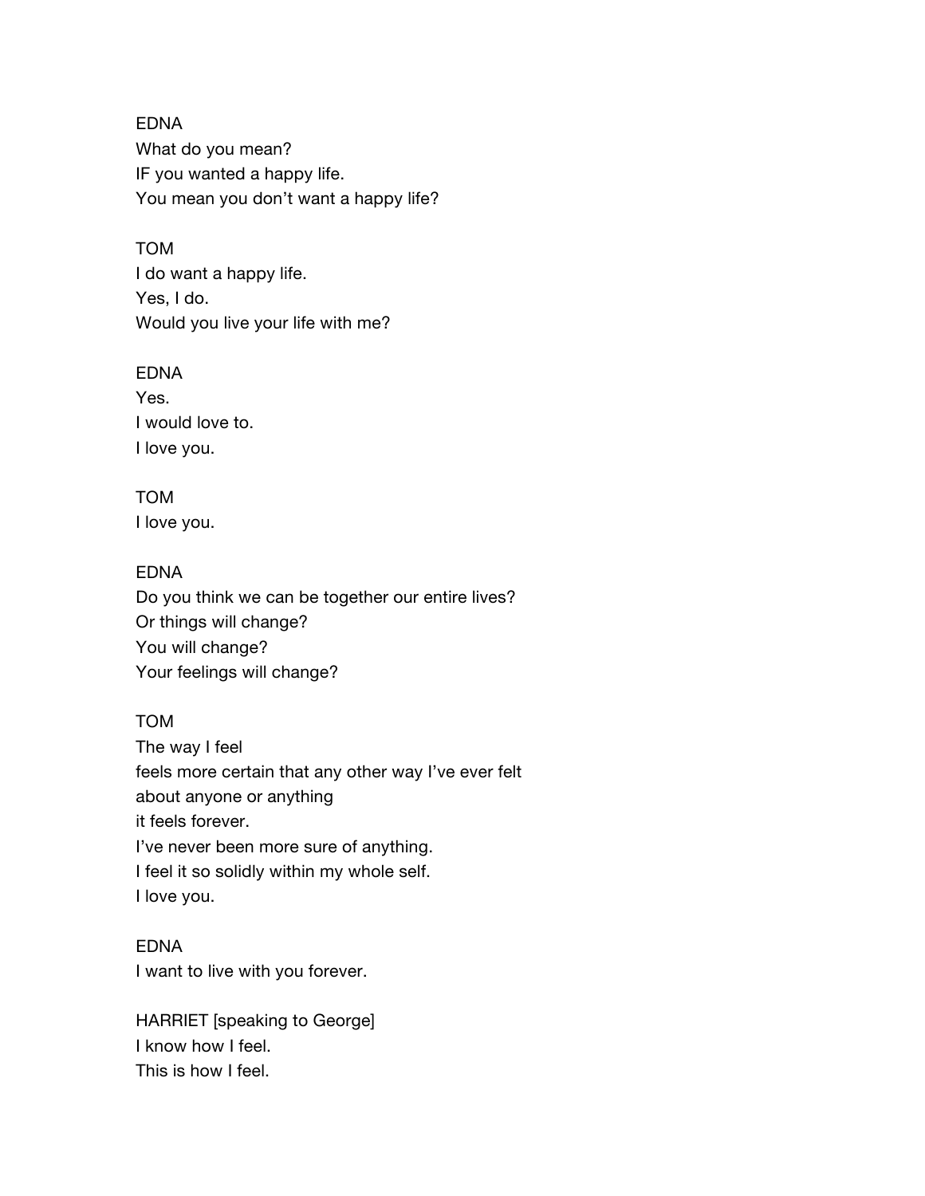EDNA
What do you mean?
IF you wanted a happy life.
You mean you don't want a happy life?

TOM
I do want a happy life.
Yes, I do.
Would you live your life with me?

EDNA
Yes.
I would love to.
I love you.

TOM
I love you.

EDNA
Do you think we can be together our entire lives?
Or things will change?
You will change?
Your feelings will change?

TOM
The way I feel
feels more certain that any other way I've ever felt
about anyone or anything
it feels forever.
I've never been more sure of anything.
I feel it so solidly within my whole self.
I love you.

EDNA
I want to live with you forever.

HARRIET [speaking to George]
I know how I feel.
This is how I feel.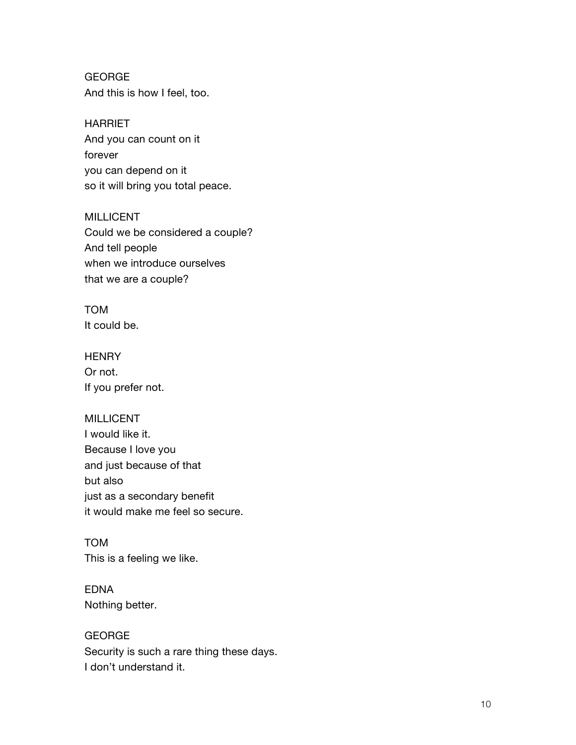GEORGE
And this is how I feel, too.

HARRIET
And you can count on it
forever
you can depend on it
so it will bring you total peace.

MILLICENT
Could we be considered a couple?
And tell people
when we introduce ourselves
that we are a couple?

TOM
It could be.

HENRY
Or not.
If you prefer not.

MILLICENT
I would like it.
Because I love you
and just because of that
but also
just as a secondary benefit
it would make me feel so secure.

TOM
This is a feeling we like.

EDNA
Nothing better.

GEORGE
Security is such a rare thing these days.
I don't understand it.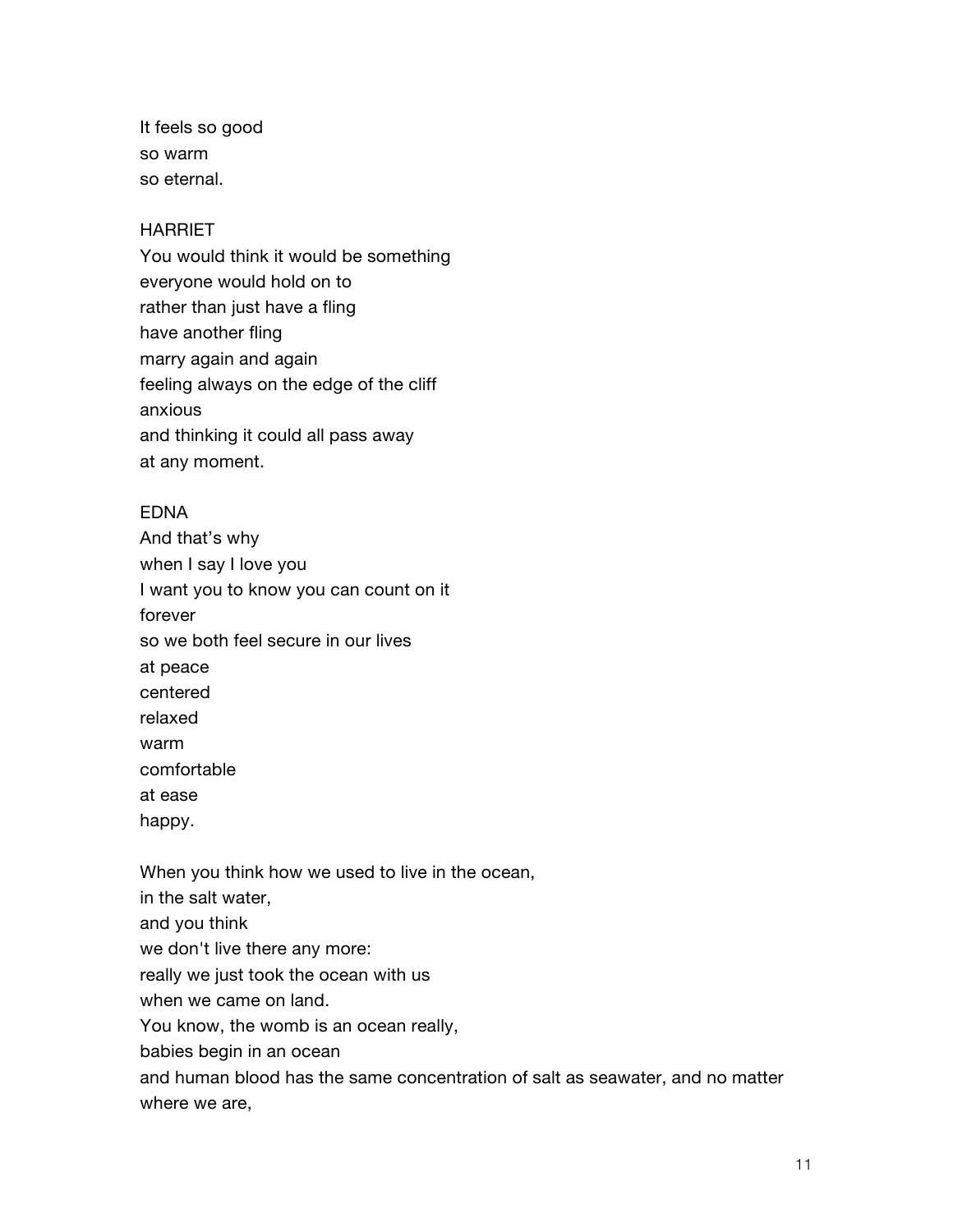It feels so good
so warm
so eternal.

HARRIET
You would think it would be something
everyone would hold on to
rather than just have a fling
have another fling
marry again and again
feeling always on the edge of the cliff
anxious
and thinking it could all pass away
at any moment.

EDNA
And that's why
when I say I love you
I want you to know you can count on it
forever
so we both feel secure in our lives
at peace
centered
relaxed
warm
comfortable
at ease
happy.

When you think how we used to live in the ocean,
in the salt water,
and you think
we don't live there any more:
really we just took the ocean with us
when we came on land.
You know, the womb is an ocean really,
babies begin in an ocean
and human blood has the same concentration of salt as seawater, and no matter
where we are,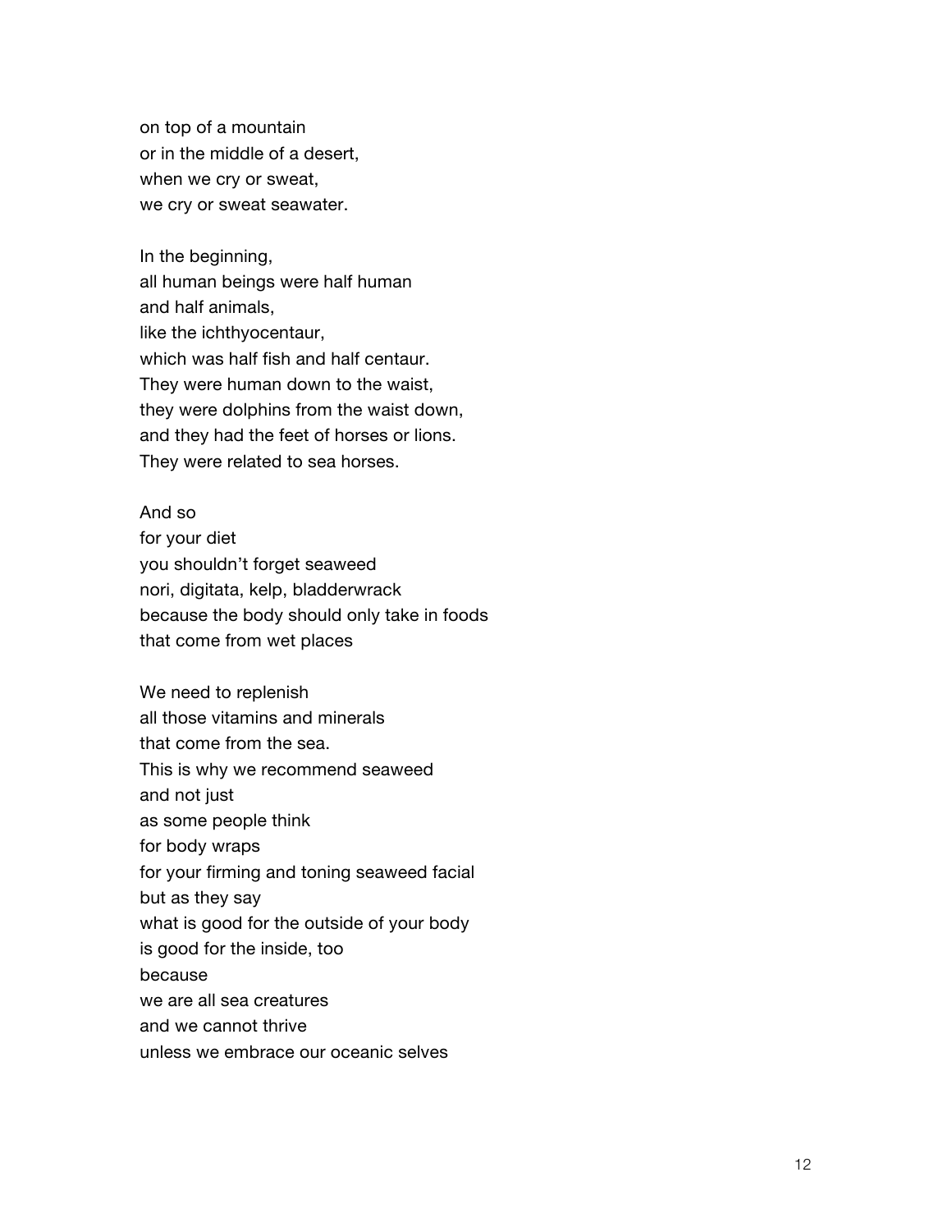on top of a mountain
or in the middle of a desert,
when we cry or sweat,
we cry or sweat seawater.

In the beginning,
all human beings were half human
and half animals,
like the ichthyocentaur,
which was half fish and half centaur.
They were human down to the waist,
they were dolphins from the waist down,
and they had the feet of horses or lions.
They were related to sea horses.

And so
for your diet
you shouldn't forget seaweed
nori, digitata, kelp, bladderwrack
because the body should only take in foods
that come from wet places

We need to replenish
all those vitamins and minerals
that come from the sea.
This is why we recommend seaweed
and not just
as some people think
for body wraps
for your firming and toning seaweed facial
but as they say
what is good for the outside of your body
is good for the inside, too
because
we are all sea creatures
and we cannot thrive
unless we embrace our oceanic selves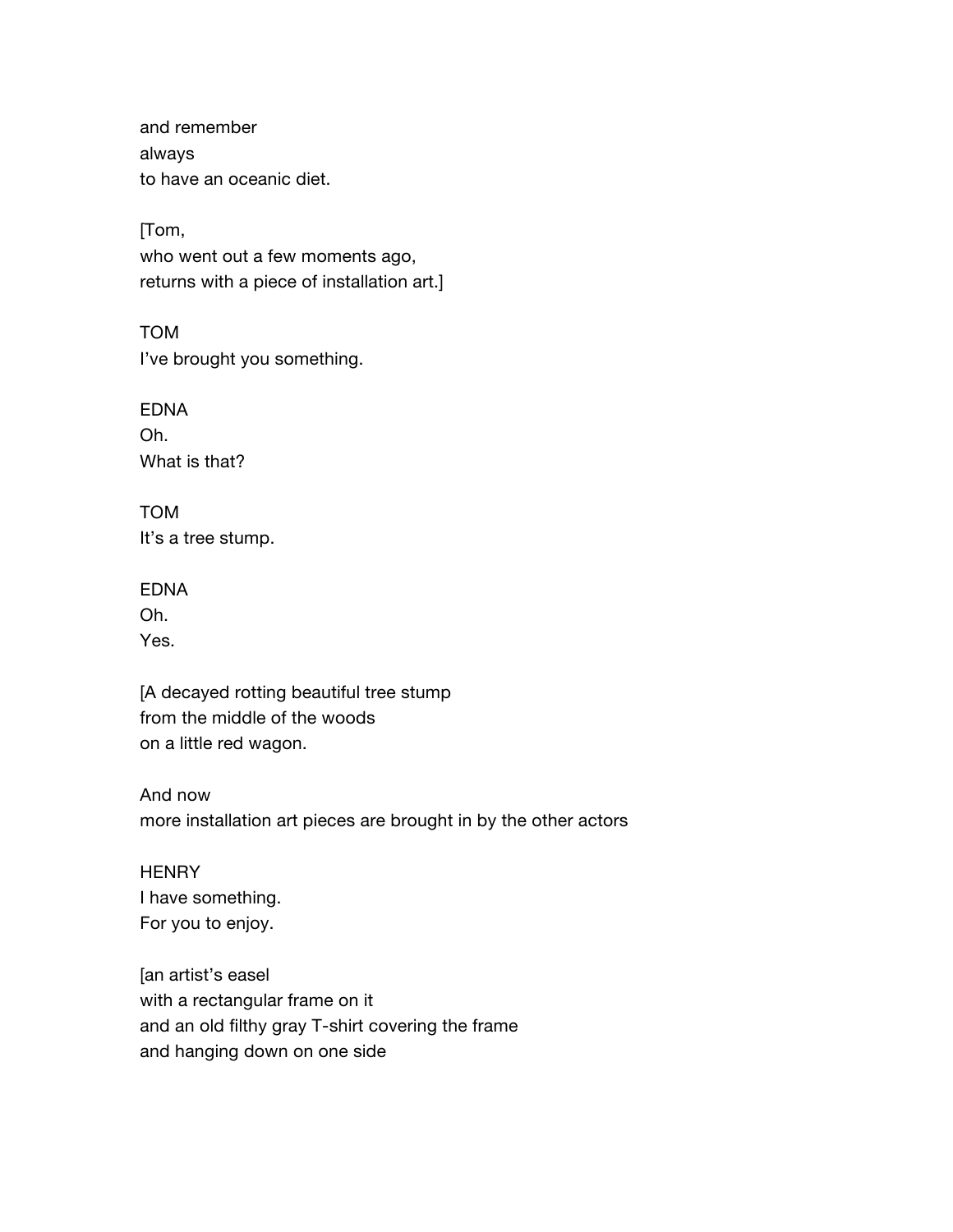and remember
always
to have an oceanic diet.

[Tom,
who went out a few moments ago,
returns with a piece of installation art.]

TOM
I've brought you something.

EDNA
Oh.
What is that?

TOM
It's a tree stump.

EDNA
Oh.
Yes.

[A decayed rotting beautiful tree stump
from the middle of the woods
on a little red wagon.

And now
more installation art pieces are brought in by the other actors

HENRY
I have something.
For you to enjoy.

[an artist's easel
with a rectangular frame on it
and an old filthy gray T-shirt covering the frame
and hanging down on one side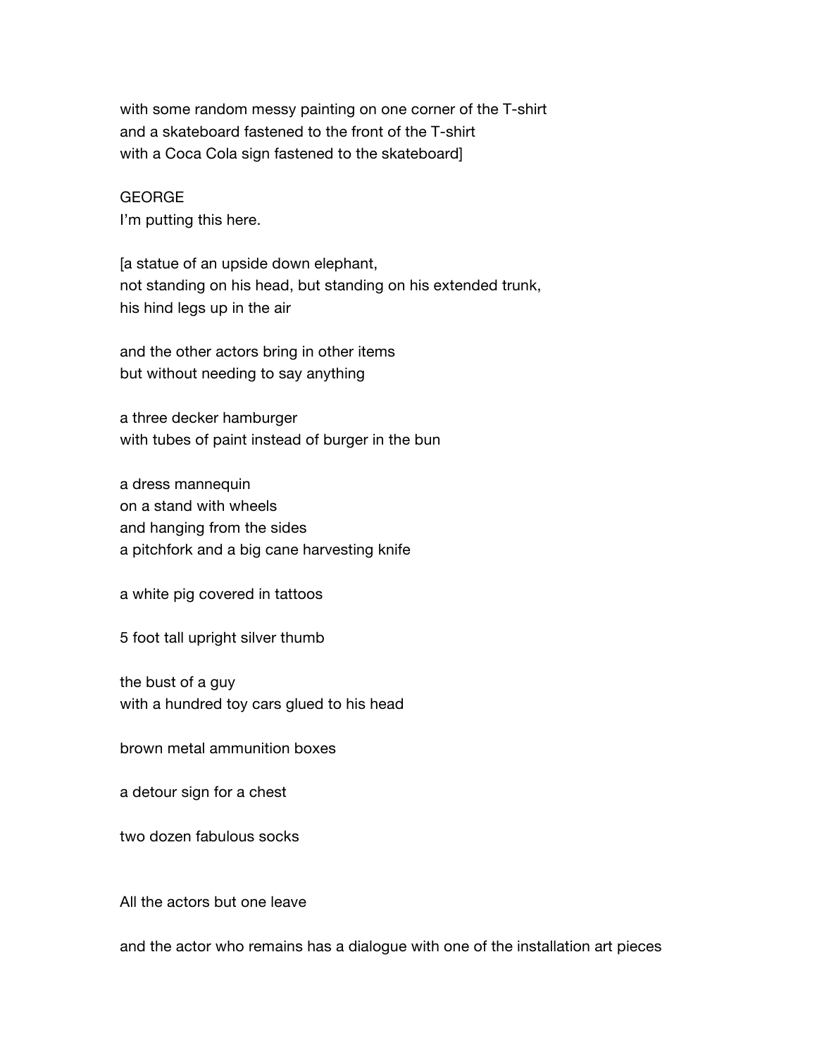with some random messy painting on one corner of the T-shirt
and a skateboard fastened to the front of the T-shirt
with a Coca Cola sign fastened to the skateboard]

GEORGE
I'm putting this here.

[a statue of an upside down elephant,
not standing on his head, but standing on his extended trunk,
his hind legs up in the air

and the other actors bring in other items
but without needing to say anything

a three decker hamburger
with tubes of paint instead of burger in the bun

a dress mannequin
on a stand with wheels
and hanging from the sides
a pitchfork and a big cane harvesting knife

a white pig covered in tattoos

5 foot tall upright silver thumb

the bust of a guy
with a hundred toy cars glued to his head

brown metal ammunition boxes

a detour sign for a chest

two dozen fabulous socks

All the actors but one leave

and the actor who remains has a dialogue with one of the installation art pieces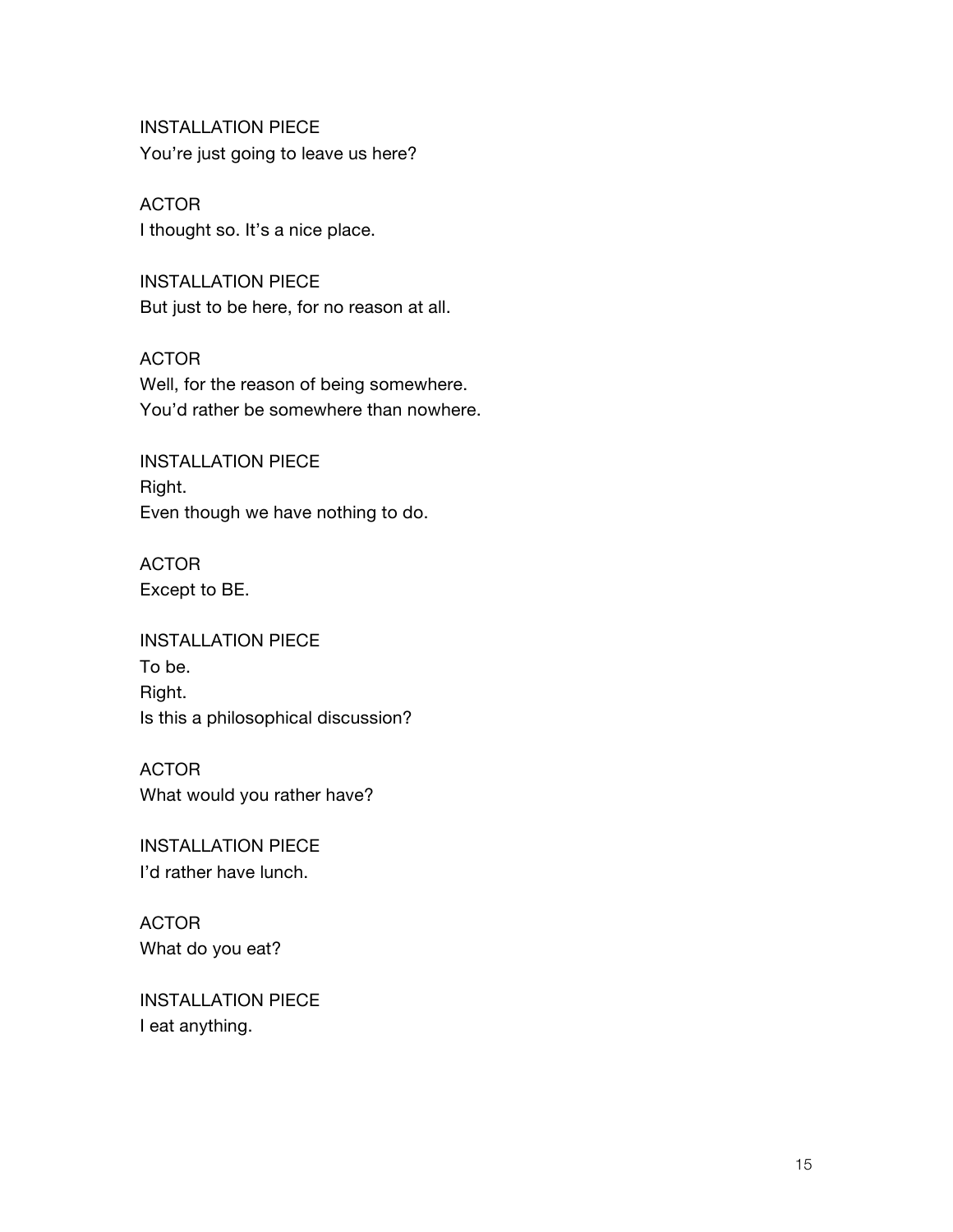INSTALLATION PIECE
You're just going to leave us here?

ACTOR
I thought so. It's a nice place.

INSTALLATION PIECE
But just to be here, for no reason at all.

ACTOR
Well, for the reason of being somewhere.
You'd rather be somewhere than nowhere.

INSTALLATION PIECE
Right.
Even though we have nothing to do.

ACTOR
Except to BE.

INSTALLATION PIECE
To be.
Right.
Is this a philosophical discussion?

ACTOR
What would you rather have?

INSTALLATION PIECE
I'd rather have lunch.

ACTOR
What do you eat?

INSTALLATION PIECE
I eat anything.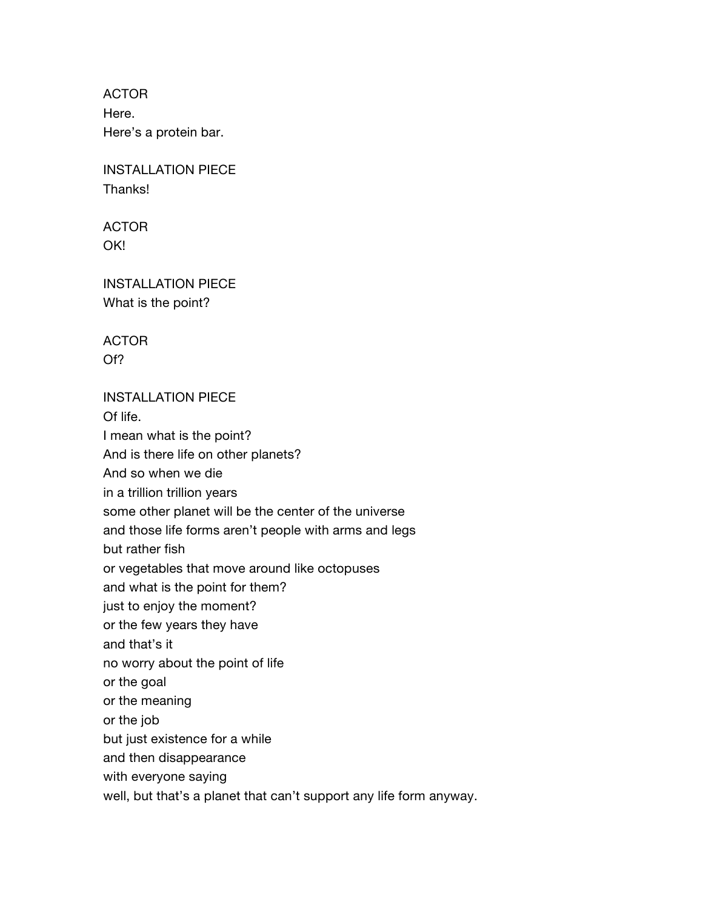ACTOR
Here.
Here's a protein bar.

INSTALLATION PIECE
Thanks!

ACTOR
OK!

INSTALLATION PIECE
What is the point?

ACTOR
Of?

INSTALLATION PIECE
Of life.
I mean what is the point?
And is there life on other planets?
And so when we die
in a trillion trillion years
some other planet will be the center of the universe
and those life forms aren't people with arms and legs
but rather fish
or vegetables that move around like octopuses
and what is the point for them?
just to enjoy the moment?
or the few years they have
and that's it
no worry about the point of life
or the goal
or the meaning
or the job
but just existence for a while
and then disappearance
with everyone saying
well, but that's a planet that can't support any life form anyway.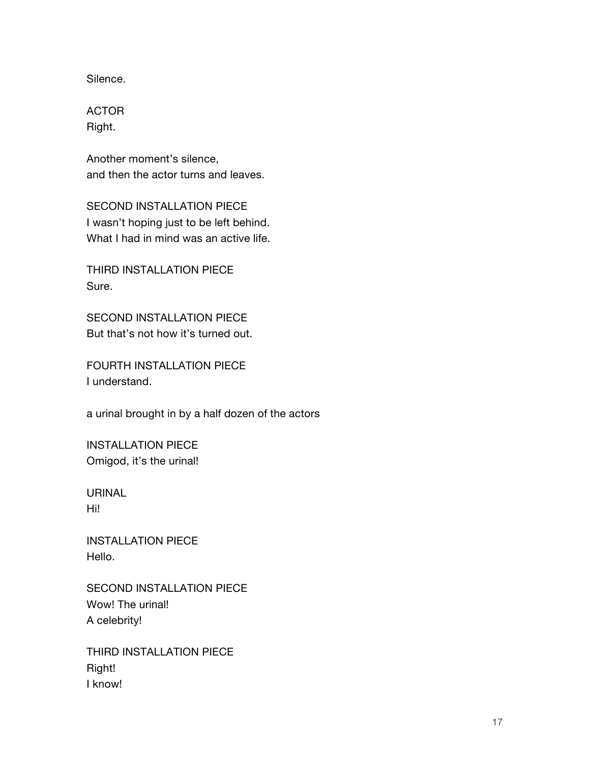Silence.

ACTOR
Right.

Another moment's silence,
and then the actor turns and leaves.

SECOND INSTALLATION PIECE
I wasn't hoping just to be left behind.
What I had in mind was an active life.

THIRD INSTALLATION PIECE
Sure.

SECOND INSTALLATION PIECE
But that's not how it's turned out.

FOURTH INSTALLATION PIECE
I understand.

a urinal brought in by a half dozen of the actors

INSTALLATION PIECE
Omigod, it's the urinal!

URINAL
Hi!

INSTALLATION PIECE
Hello.

SECOND INSTALLATION PIECE
Wow! The urinal!
A celebrity!

THIRD INSTALLATION PIECE
Right!
I know!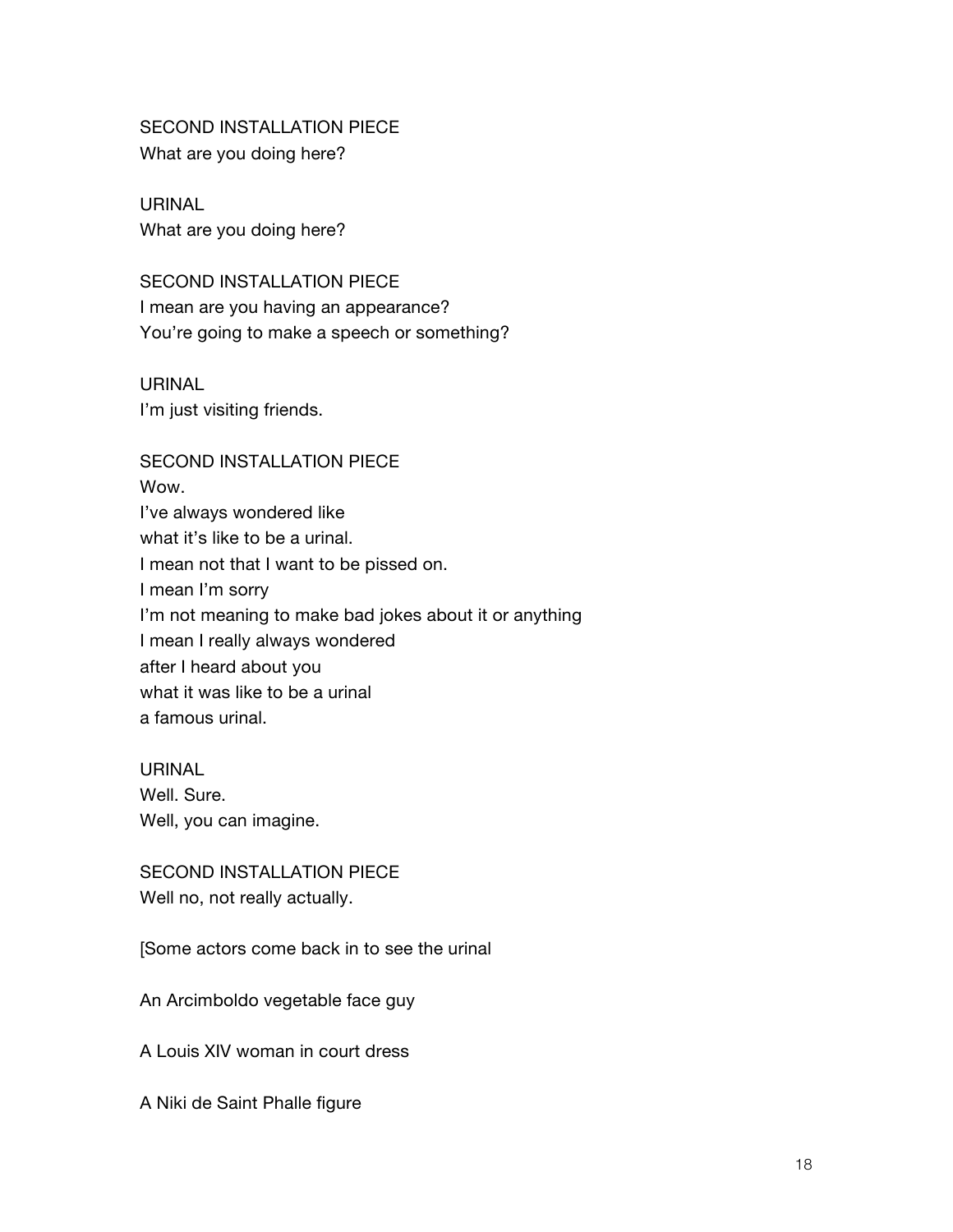SECOND INSTALLATION PIECE
What are you doing here?

URINAL
What are you doing here?

SECOND INSTALLATION PIECE
I mean are you having an appearance?
You're going to make a speech or something?

URINAL
I'm just visiting friends.

SECOND INSTALLATION PIECE
Wow.
I've always wondered like
what it's like to be a urinal.
I mean not that I want to be pissed on.
I mean I'm sorry
I'm not meaning to make bad jokes about it or anything
I mean I really always wondered
after I heard about you
what it was like to be a urinal
a famous urinal.

URINAL
Well. Sure.
Well, you can imagine.

SECOND INSTALLATION PIECE
Well no, not really actually.

[Some actors come back in to see the urinal

An Arcimboldo vegetable face guy

A Louis XIV woman in court dress

A Niki de Saint Phalle figure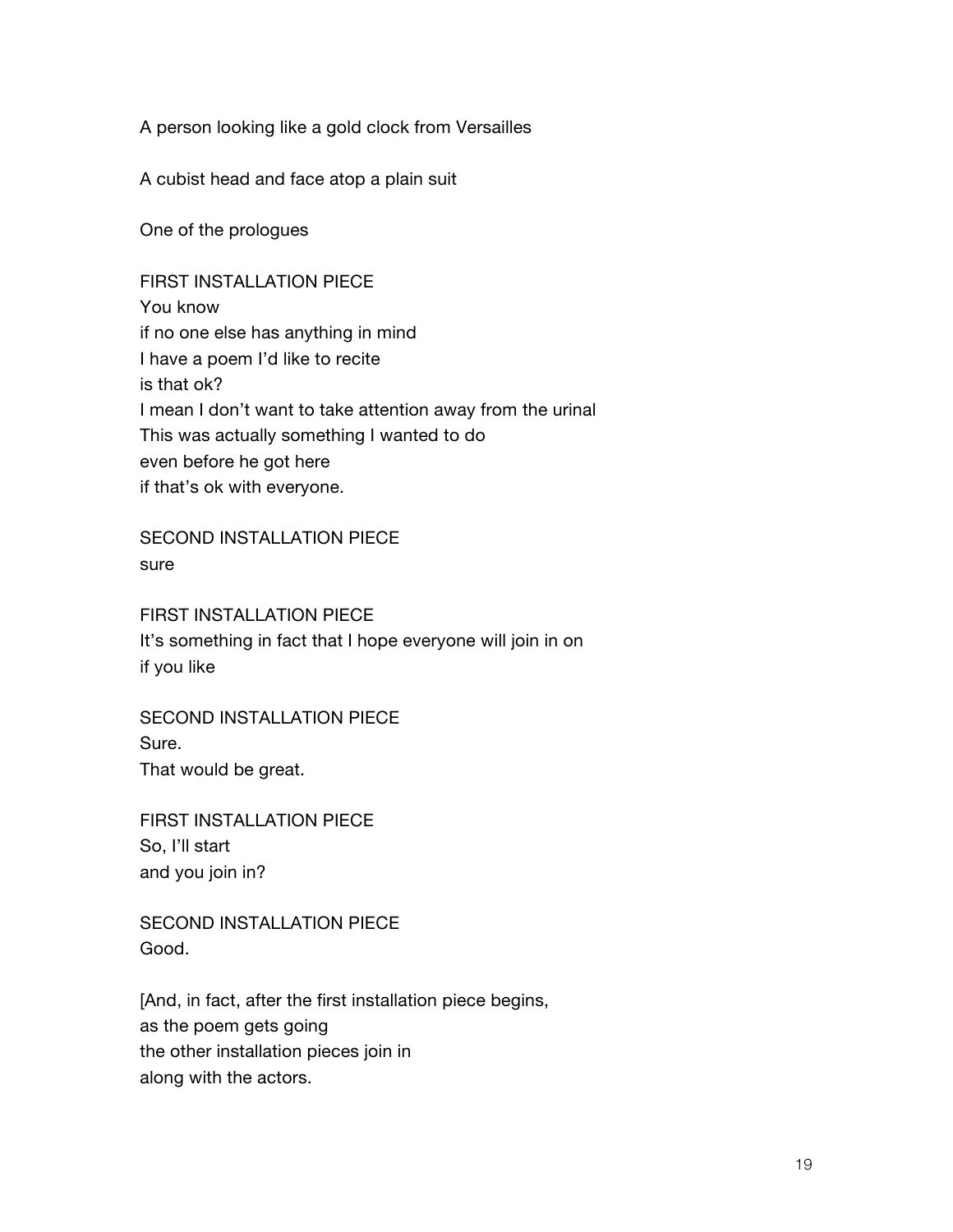A person looking like a gold clock from Versailles

A cubist head and face atop a plain suit

One of the prologues

FIRST INSTALLATION PIECE  
You know  
if no one else has anything in mind  
I have a poem I'd like to recite  
is that ok?  
I mean I don't want to take attention away from the urinal  
This was actually something I wanted to do  
even before he got here  
if that's ok with everyone.

SECOND INSTALLATION PIECE  
sure

FIRST INSTALLATION PIECE  
It's something in fact that I hope everyone will join in on  
if you like

SECOND INSTALLATION PIECE  
Sure.  
That would be great.

FIRST INSTALLATION PIECE  
So, I'll start  
and you join in?

SECOND INSTALLATION PIECE  
Good.

[And, in fact, after the first installation piece begins,  
as the poem gets going  
the other installation pieces join in  
along with the actors.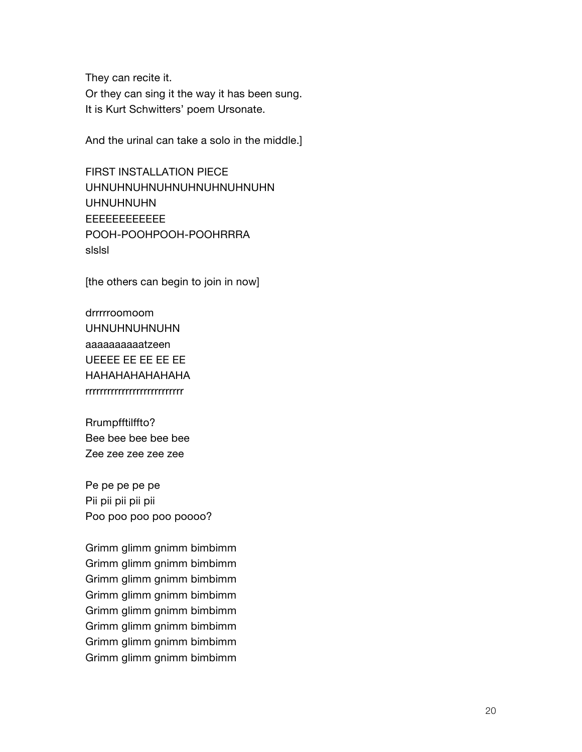They can recite it.
Or they can sing it the way it has been sung.
It is Kurt Schwitters' poem Ursonate.

And the urinal can take a solo in the middle.]

FIRST INSTALLATION PIECE
UHNUHNUHNUHNUHNUHNUHNUHN
UHNUHNUHN
EEEEEEEEEEEE
POOH-POOHPOOH-POOHRRRA
slslsl

[the others can begin to join in now]

drrrrroomoom
UHNUHNUHNUHN
aaaaaaaaaatzeen
UEEEE EE EE EE EE
HAHAHAHAHAHAHA
rrrrrrrrrrrrrrrrrrrrrrrrr

Rrumpfftilffto?
Bee bee bee bee bee
Zee zee zee zee zee

Pe pe pe pe pe
Pii pii pii pii pii
Poo poo poo poo poooo?

Grimm glimm gnimm bimbimm
Grimm glimm gnimm bimbimm
Grimm glimm gnimm bimbimm
Grimm glimm gnimm bimbimm
Grimm glimm gnimm bimbimm
Grimm glimm gnimm bimbimm
Grimm glimm gnimm bimbimm
Grimm glimm gnimm bimbimm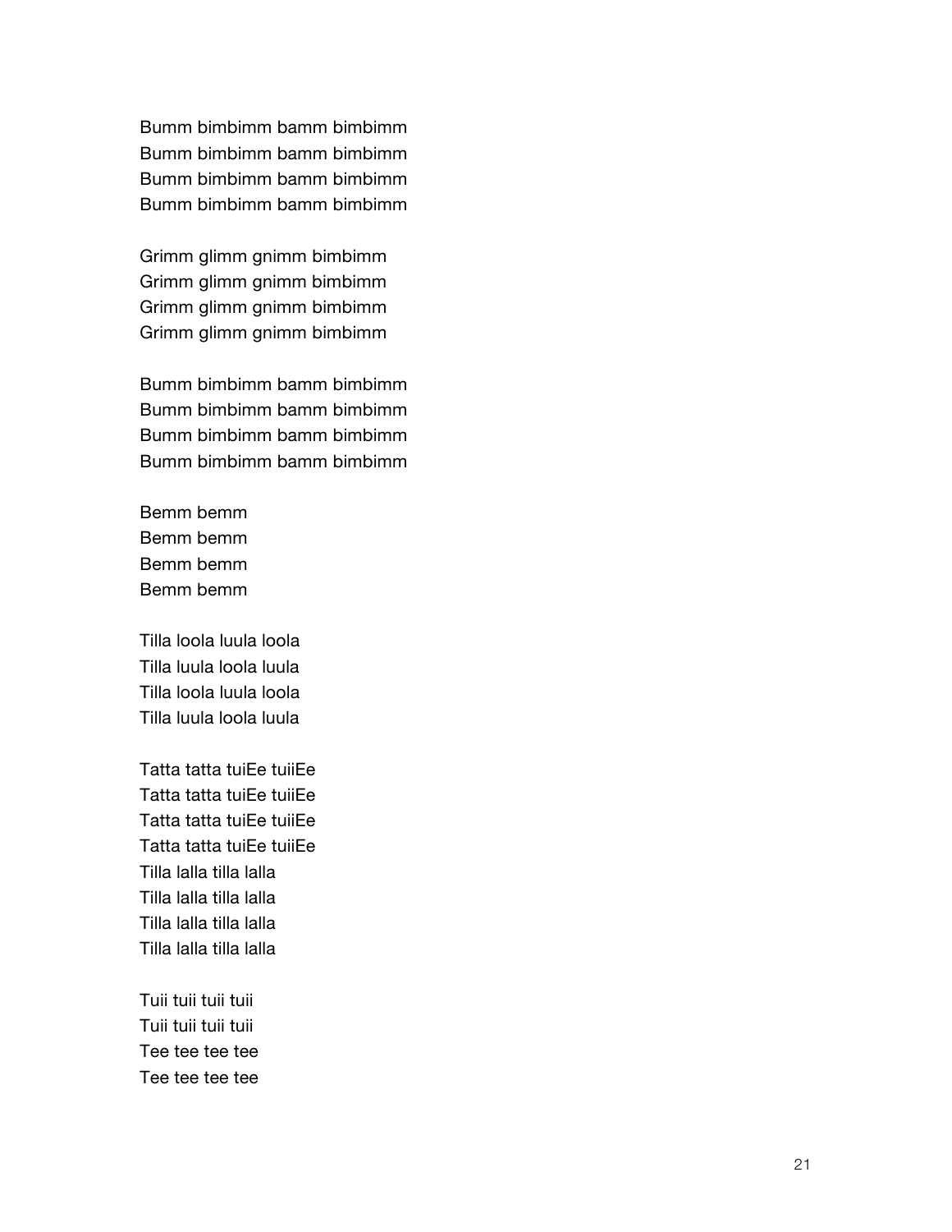Bumm bimbimm bamm bimbimm
Bumm bimbimm bamm bimbimm
Bumm bimbimm bamm bimbimm
Bumm bimbimm bamm bimbimm

Grimm glimm gnimm bimbimm
Grimm glimm gnimm bimbimm
Grimm glimm gnimm bimbimm
Grimm glimm gnimm bimbimm

Bumm bimbimm bamm bimbimm
Bumm bimbimm bamm bimbimm
Bumm bimbimm bamm bimbimm
Bumm bimbimm bamm bimbimm

Bemm bemm
Bemm bemm
Bemm bemm
Bemm bemm

Tilla loola luula loola
Tilla luula loola luula
Tilla loola luula loola
Tilla luula loola luula

Tatta tatta tuiEe tuiiEe
Tatta tatta tuiEe tuiiEe
Tatta tatta tuiEe tuiiEe
Tatta tatta tuiEe tuiiEe
Tilla lalla tilla lalla
Tilla lalla tilla lalla
Tilla lalla tilla lalla
Tilla lalla tilla lalla

Tuii tuii tuii tuii
Tuii tuii tuii tuii
Tee tee tee tee
Tee tee tee tee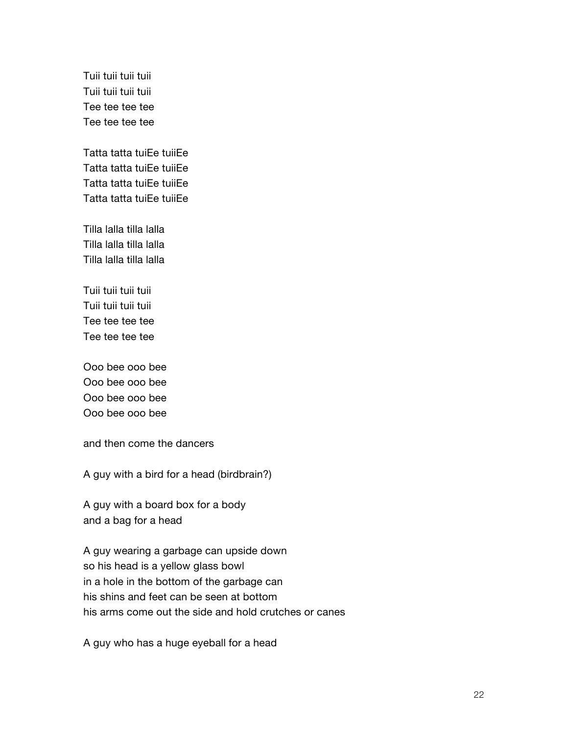Tuii tuii tuii tuii
Tuii tuii tuii tuii
Tee tee tee tee
Tee tee tee tee

Tatta tatta tuiEe tuiiEe
Tatta tatta tuiEe tuiiEe
Tatta tatta tuiEe tuiiEe
Tatta tatta tuiEe tuiiEe

Tilla lalla tilla lalla
Tilla lalla tilla lalla
Tilla lalla tilla lalla

Tuii tuii tuii tuii
Tuii tuii tuii tuii
Tee tee tee tee
Tee tee tee tee

Ooo bee ooo bee
Ooo bee ooo bee
Ooo bee ooo bee
Ooo bee ooo bee

and then come the dancers

A guy with a bird for a head (birdbrain?)

A guy with a board box for a body
and a bag for a head

A guy wearing a garbage can upside down
so his head is a yellow glass bowl
in a hole in the bottom of the garbage can
his shins and feet can be seen at bottom
his arms come out the side and hold crutches or canes

A guy who has a huge eyeball for a head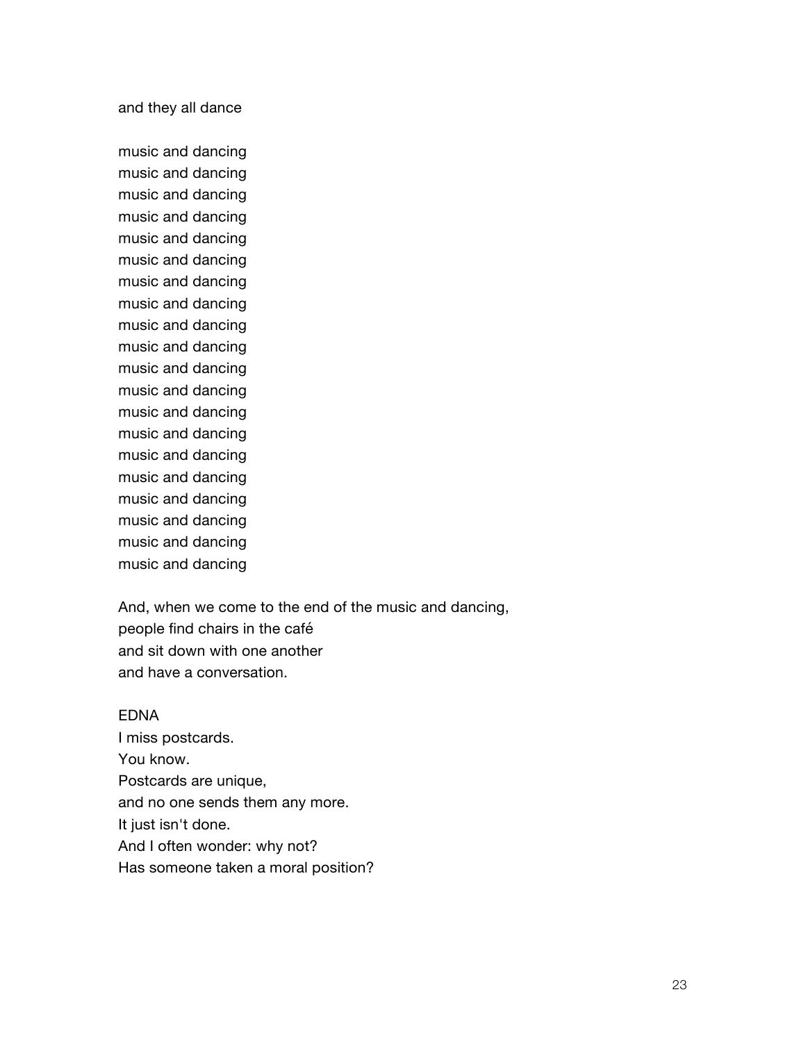and they all dance

music and dancing
music and dancing
music and dancing
music and dancing
music and dancing
music and dancing
music and dancing
music and dancing
music and dancing
music and dancing
music and dancing
music and dancing
music and dancing
music and dancing
music and dancing
music and dancing
music and dancing
music and dancing
music and dancing
music and dancing

And, when we come to the end of the music and dancing,
people find chairs in the café
and sit down with one another
and have a conversation.

EDNA
I miss postcards.
You know.
Postcards are unique,
and no one sends them any more.
It just isn't done.
And I often wonder: why not?
Has someone taken a moral position?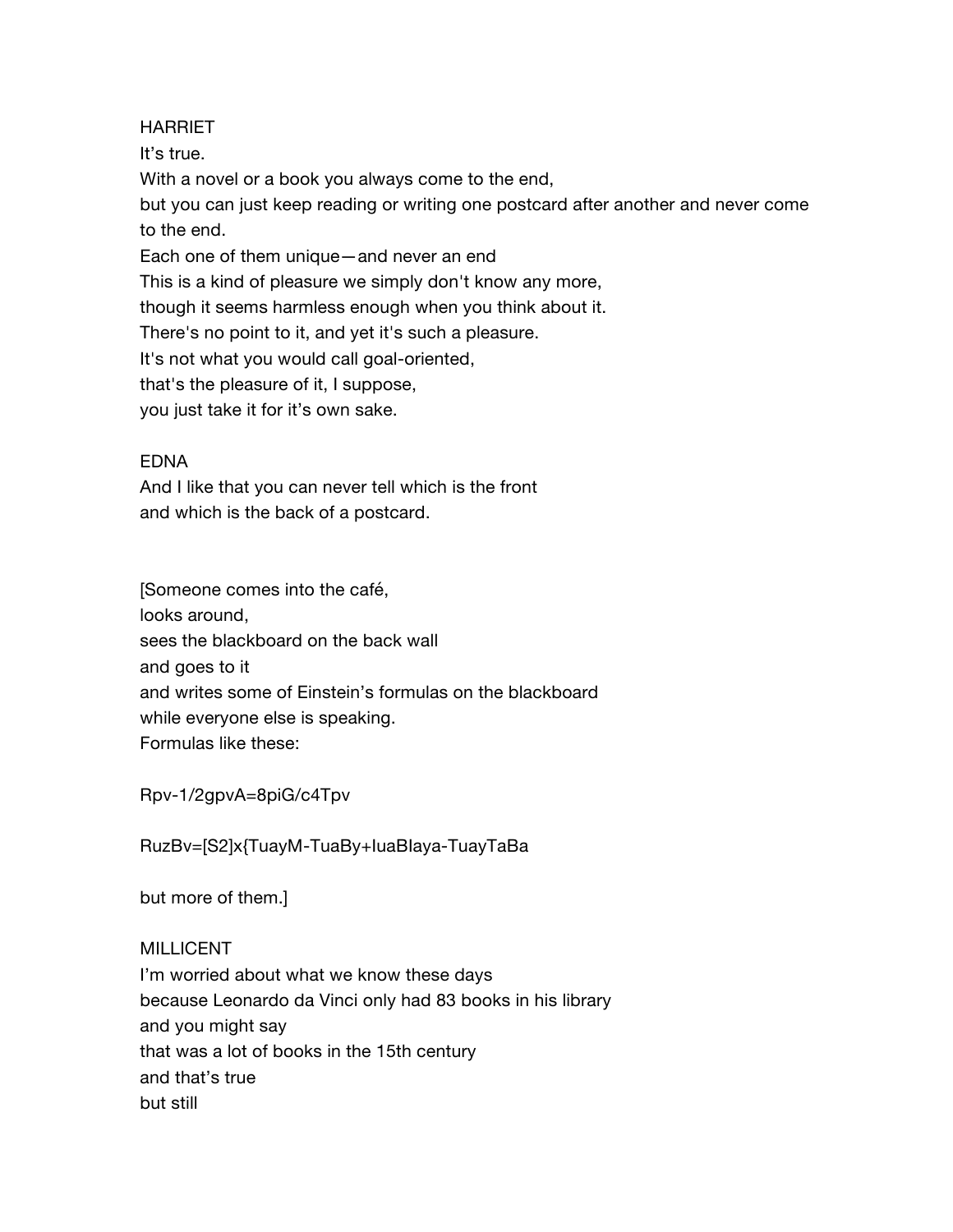HARRIET
It’s true.
With a novel or a book you always come to the end,
but you can just keep reading or writing one postcard after another and never come to the end.
Each one of them unique—and never an end
This is a kind of pleasure we simply don't know any more,
though it seems harmless enough when you think about it.
There's no point to it, and yet it's such a pleasure.
It's not what you would call goal-oriented,
that's the pleasure of it, I suppose,
you just take it for it’s own sake.

EDNA
And I like that you can never tell which is the front
and which is the back of a postcard.

[Someone comes into the café,
looks around,
sees the blackboard on the back wall
and goes to it
and writes some of Einstein’s formulas on the blackboard
while everyone else is speaking.
Formulas like these:

Rpv-1/2gpvA=8piG/c4Tpv

RuzBv=[S2]x{TuayM-TuaBy+IuaBIaya-TuayTaBa

but more of them.]

MILLICENT
I’m worried about what we know these days
because Leonardo da Vinci only had 83 books in his library
and you might say
that was a lot of books in the 15th century
and that’s true
but still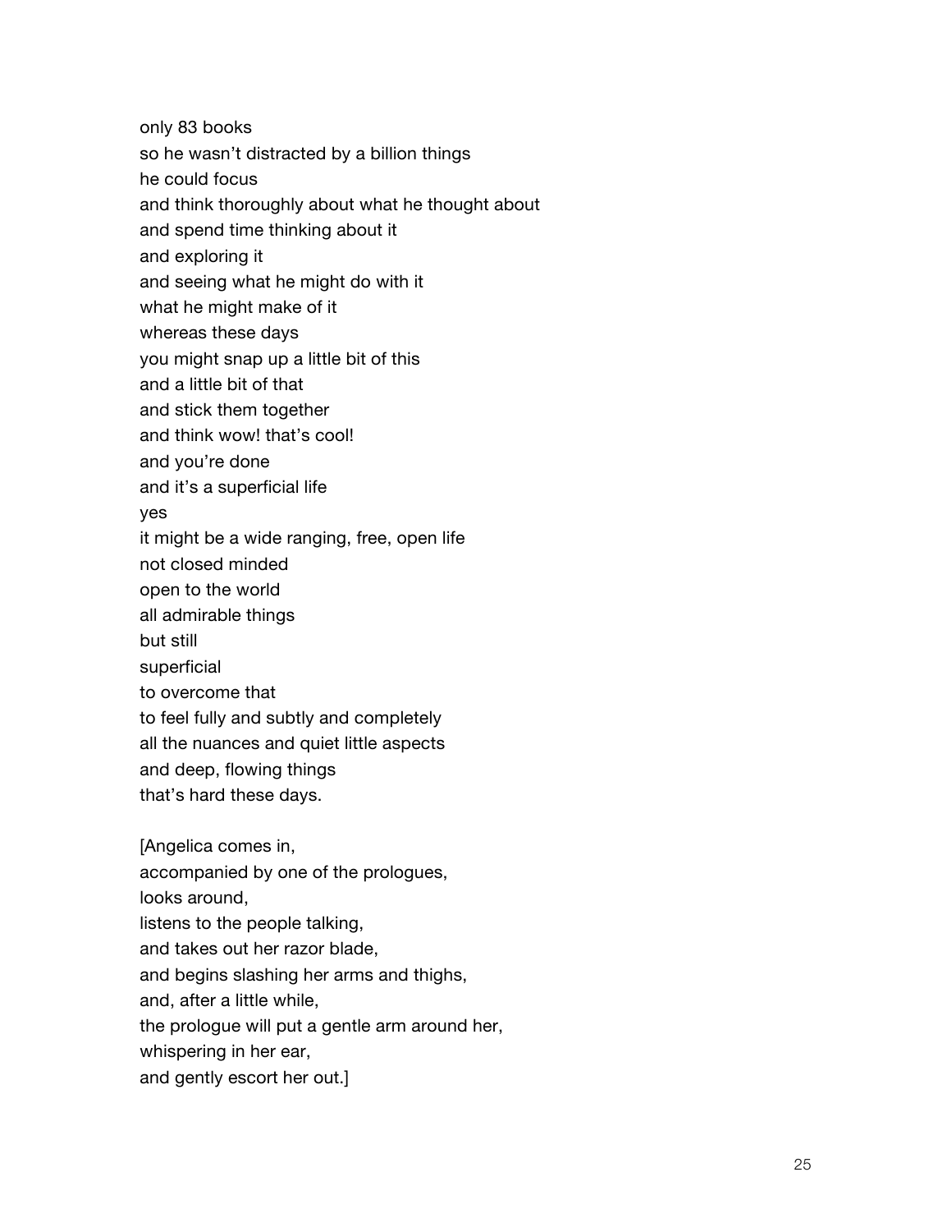only 83 books
so he wasn't distracted by a billion things
he could focus
and think thoroughly about what he thought about
and spend time thinking about it
and exploring it
and seeing what he might do with it
what he might make of it
whereas these days
you might snap up a little bit of this
and a little bit of that
and stick them together
and think wow! that's cool!
and you're done
and it's a superficial life
yes
it might be a wide ranging, free, open life
not closed minded
open to the world
all admirable things
but still
superficial
to overcome that
to feel fully and subtly and completely
all the nuances and quiet little aspects
and deep, flowing things
that's hard these days.

[Angelica comes in,
accompanied by one of the prologues,
looks around,
listens to the people talking,
and takes out her razor blade,
and begins slashing her arms and thighs,
and, after a little while,
the prologue will put a gentle arm around her,
whispering in her ear,
and gently escort her out.]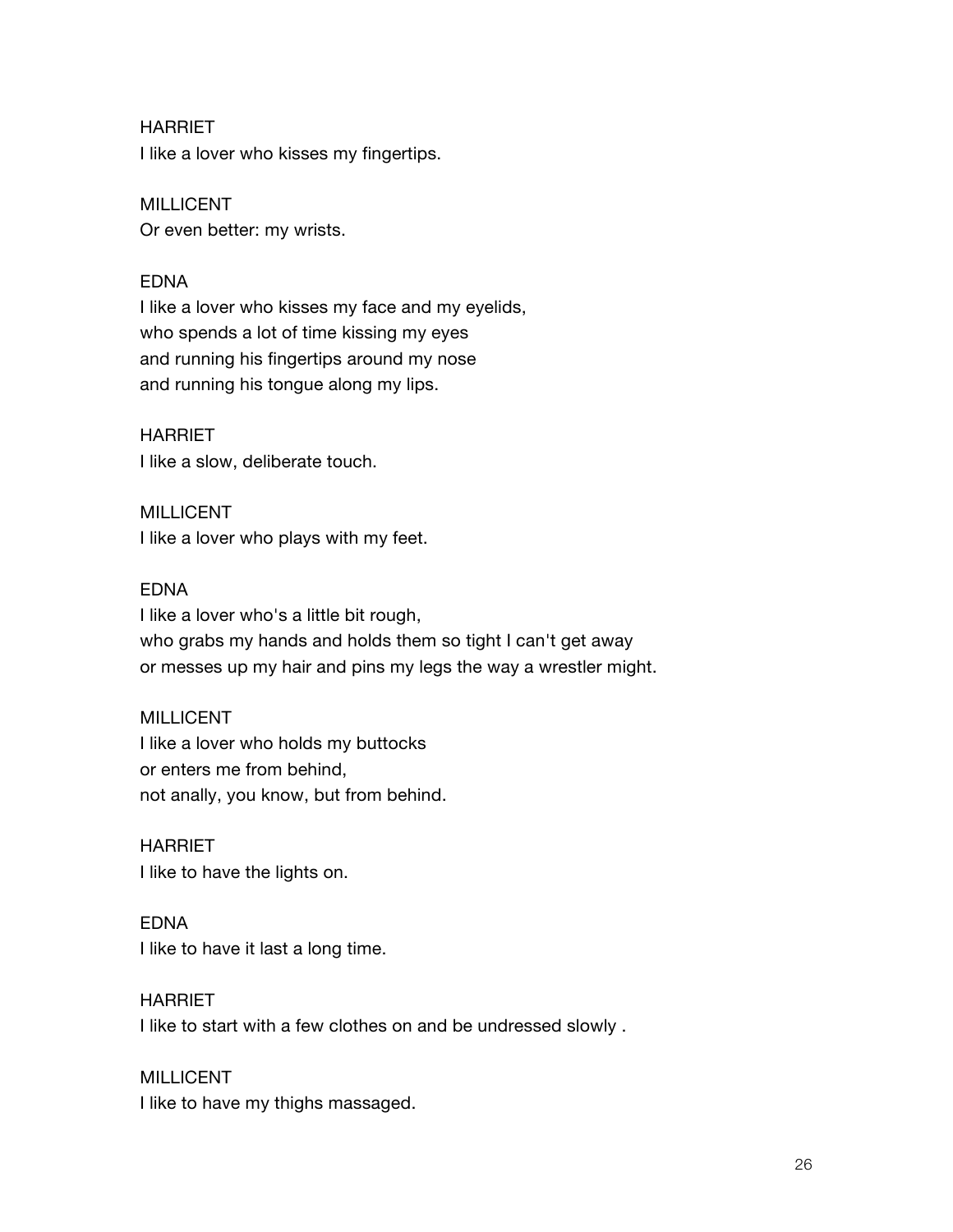HARRIET
I like a lover who kisses my fingertips.

MILLICENT
Or even better: my wrists.

EDNA
I like a lover who kisses my face and my eyelids,
who spends a lot of time kissing my eyes
and running his fingertips around my nose
and running his tongue along my lips.

HARRIET
I like a slow, deliberate touch.

MILLICENT
I like a lover who plays with my feet.

EDNA
I like a lover who's a little bit rough,
who grabs my hands and holds them so tight I can't get away
or messes up my hair and pins my legs the way a wrestler might.

MILLICENT
I like a lover who holds my buttocks
or enters me from behind,
not anally, you know, but from behind.

HARRIET
I like to have the lights on.

EDNA
I like to have it last a long time.

HARRIET
I like to start with a few clothes on and be undressed slowly .

MILLICENT
I like to have my thighs massaged.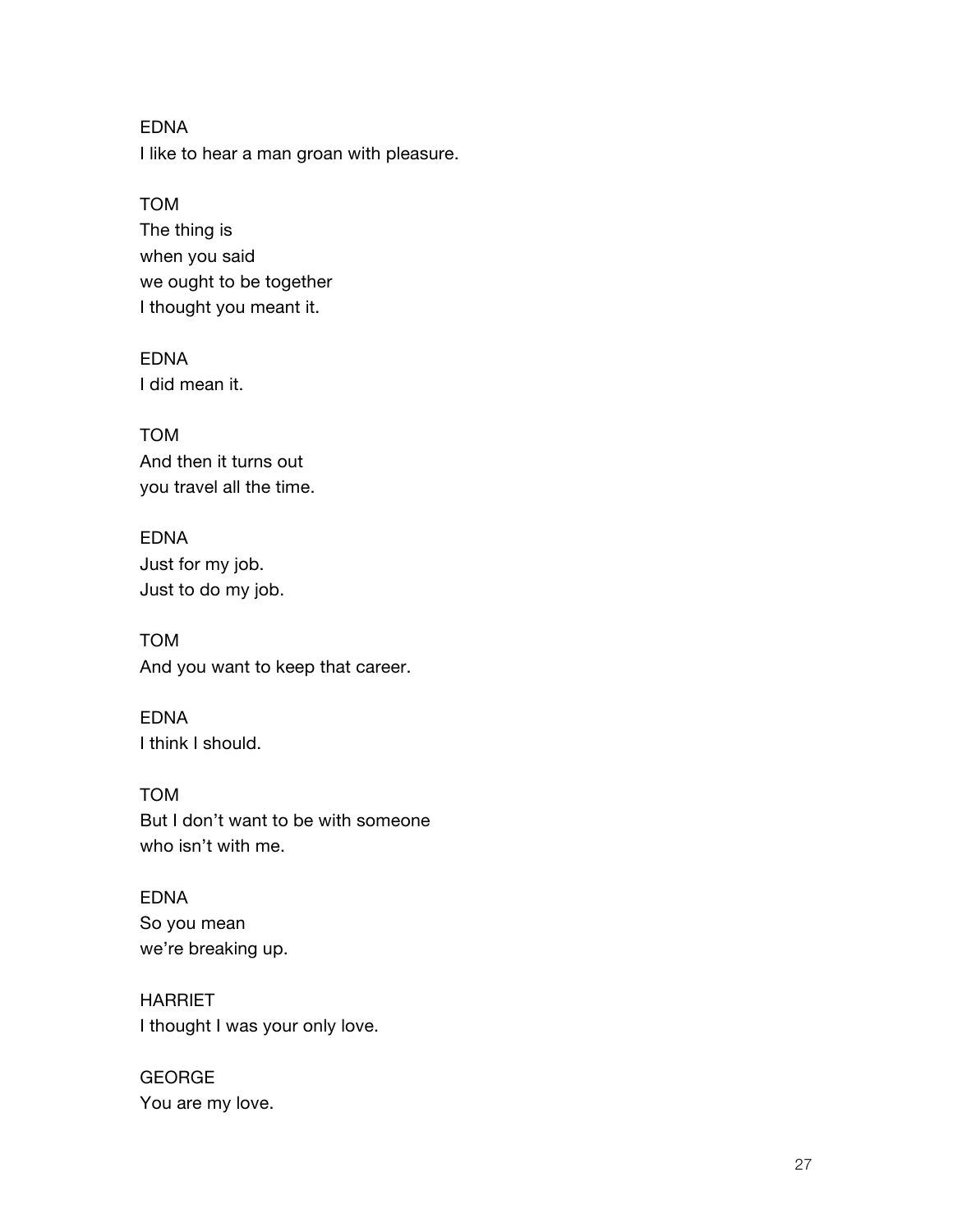EDNA
I like to hear a man groan with pleasure.

TOM
The thing is
when you said
we ought to be together
I thought you meant it.

EDNA
I did mean it.

TOM
And then it turns out
you travel all the time.

EDNA
Just for my job.
Just to do my job.

TOM
And you want to keep that career.

EDNA
I think I should.

TOM
But I don't want to be with someone
who isn't with me.

EDNA
So you mean
we're breaking up.

HARRIET
I thought I was your only love.

GEORGE
You are my love.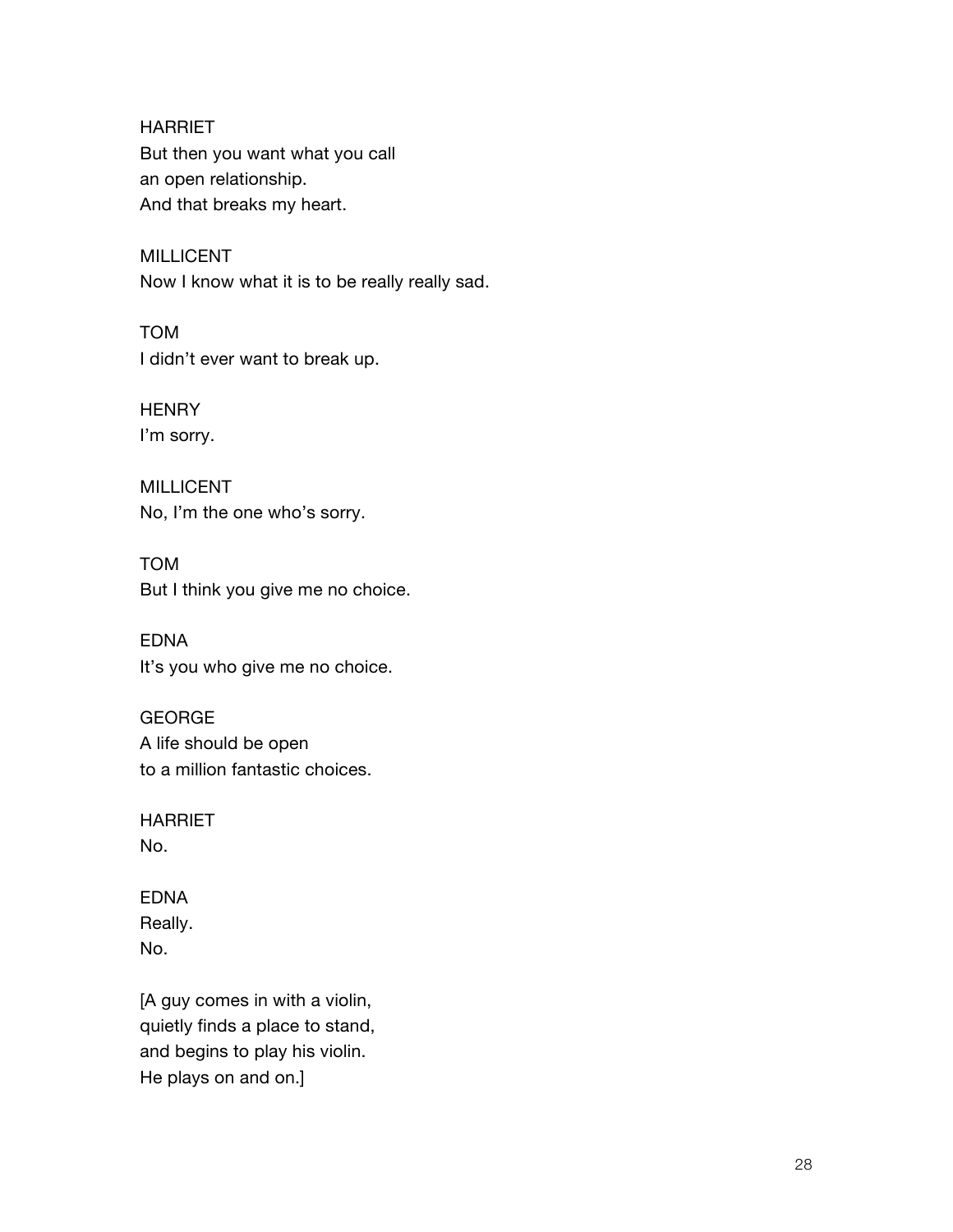HARRIET
But then you want what you call
an open relationship.
And that breaks my heart.

MILLICENT
Now I know what it is to be really really sad.

TOM
I didn't ever want to break up.

HENRY
I'm sorry.

MILLICENT
No, I'm the one who's sorry.

TOM
But I think you give me no choice.

EDNA
It's you who give me no choice.

GEORGE
A life should be open
to a million fantastic choices.

HARRIET
No.

EDNA
Really.
No.

[A guy comes in with a violin,
quietly finds a place to stand,
and begins to play his violin.
He plays on and on.]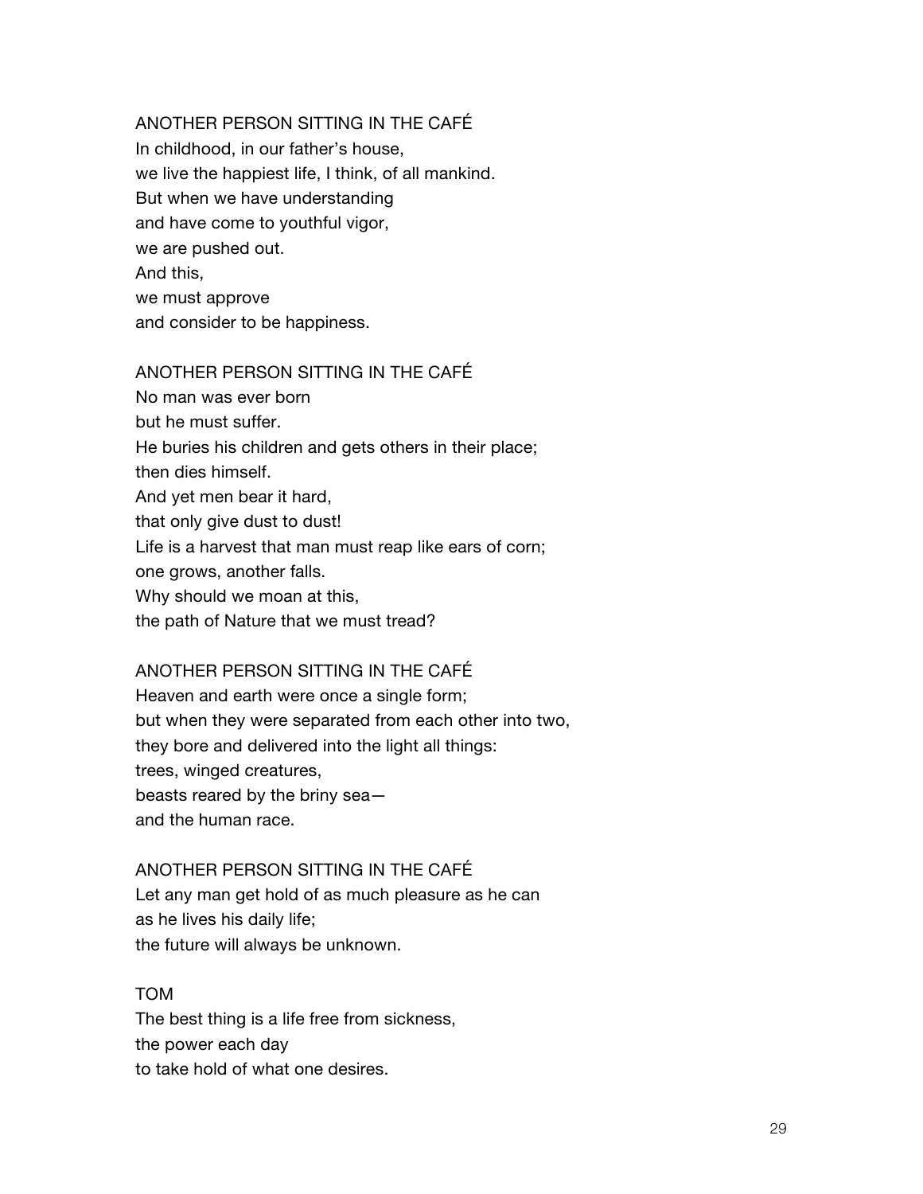ANOTHER PERSON SITTING IN THE CAFÉ
In childhood, in our father's house,
we live the happiest life, I think, of all mankind.
But when we have understanding
and have come to youthful vigor,
we are pushed out.
And this,
we must approve
and consider to be happiness.

ANOTHER PERSON SITTING IN THE CAFÉ
No man was ever born
but he must suffer.
He buries his children and gets others in their place;
then dies himself.
And yet men bear it hard,
that only give dust to dust!
Life is a harvest that man must reap like ears of corn;
one grows, another falls.
Why should we moan at this,
the path of Nature that we must tread?

ANOTHER PERSON SITTING IN THE CAFÉ
Heaven and earth were once a single form;
but when they were separated from each other into two,
they bore and delivered into the light all things:
trees, winged creatures,
beasts reared by the briny sea—
and the human race.

ANOTHER PERSON SITTING IN THE CAFÉ
Let any man get hold of as much pleasure as he can
as he lives his daily life;
the future will always be unknown.

TOM
The best thing is a life free from sickness,
the power each day
to take hold of what one desires.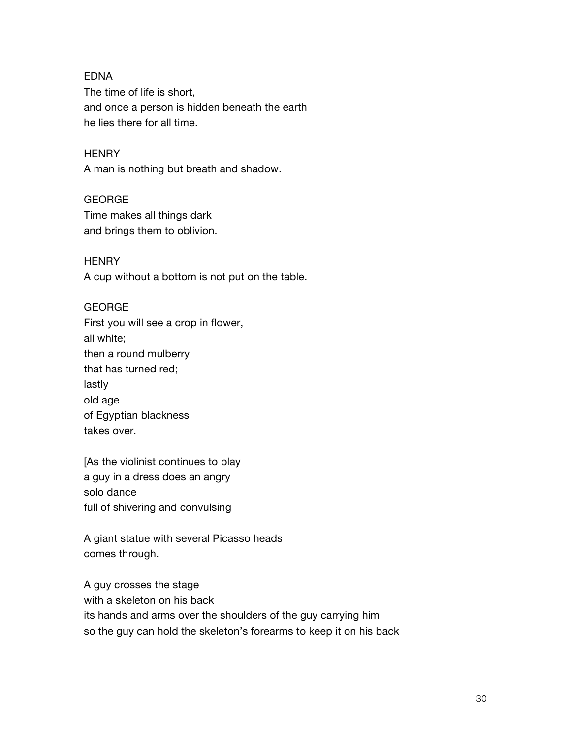EDNA
The time of life is short,
and once a person is hidden beneath the earth
he lies there for all time.

HENRY
A man is nothing but breath and shadow.

GEORGE
Time makes all things dark
and brings them to oblivion.

HENRY
A cup without a bottom is not put on the table.

GEORGE
First you will see a crop in flower,
all white;
then a round mulberry
that has turned red;
lastly
old age
of Egyptian blackness
takes over.

[As the violinist continues to play
a guy in a dress does an angry
solo dance
full of shivering and convulsing

A giant statue with several Picasso heads
comes through.

A guy crosses the stage
with a skeleton on his back
its hands and arms over the shoulders of the guy carrying him
so the guy can hold the skeleton's forearms to keep it on his back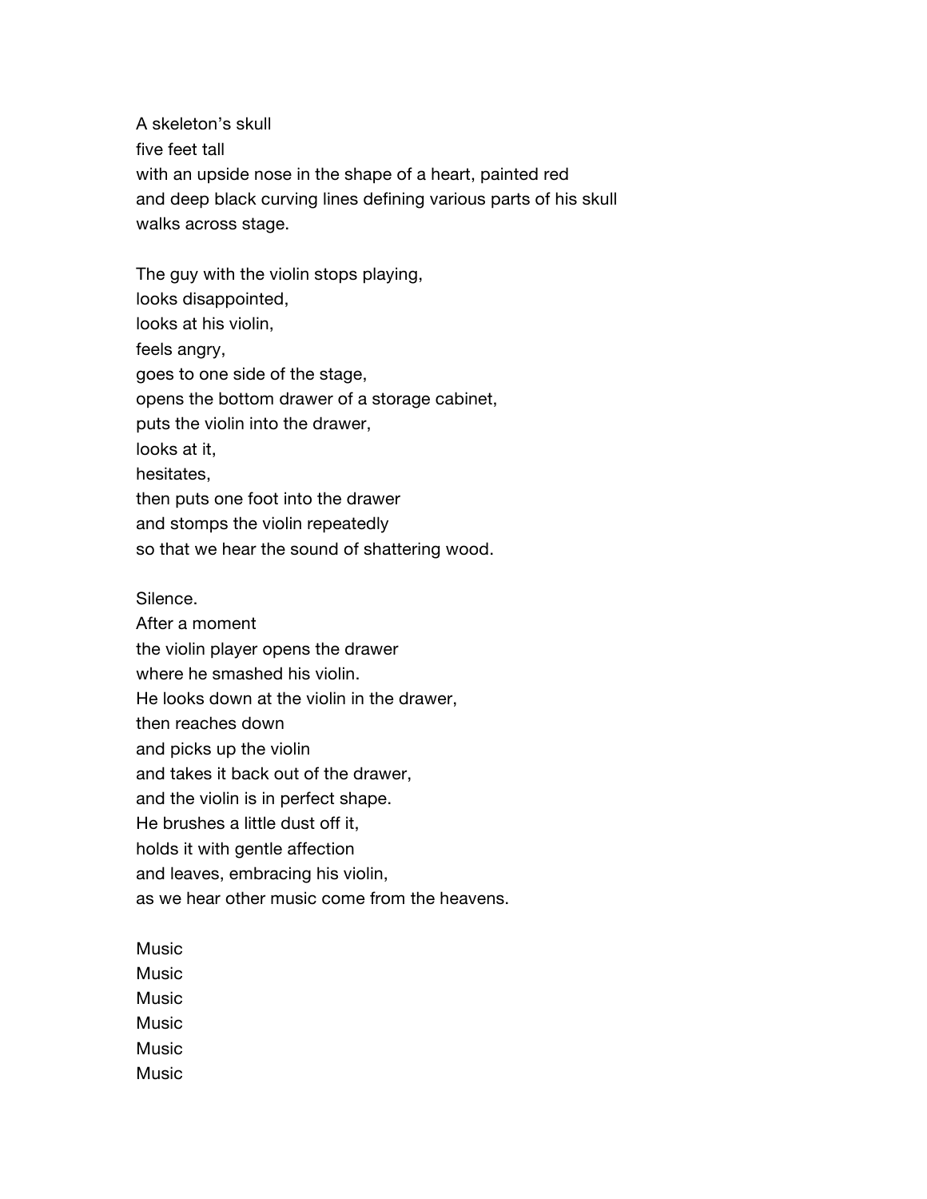A skeleton's skull
five feet tall
with an upside nose in the shape of a heart, painted red
and deep black curving lines defining various parts of his skull
walks across stage.

The guy with the violin stops playing,
looks disappointed,
looks at his violin,
feels angry,
goes to one side of the stage,
opens the bottom drawer of a storage cabinet,
puts the violin into the drawer,
looks at it,
hesitates,
then puts one foot into the drawer
and stomps the violin repeatedly
so that we hear the sound of shattering wood.

Silence.
After a moment
the violin player opens the drawer
where he smashed his violin.
He looks down at the violin in the drawer,
then reaches down
and picks up the violin
and takes it back out of the drawer,
and the violin is in perfect shape.
He brushes a little dust off it,
holds it with gentle affection
and leaves, embracing his violin,
as we hear other music come from the heavens.

Music
Music
Music
Music
Music
Music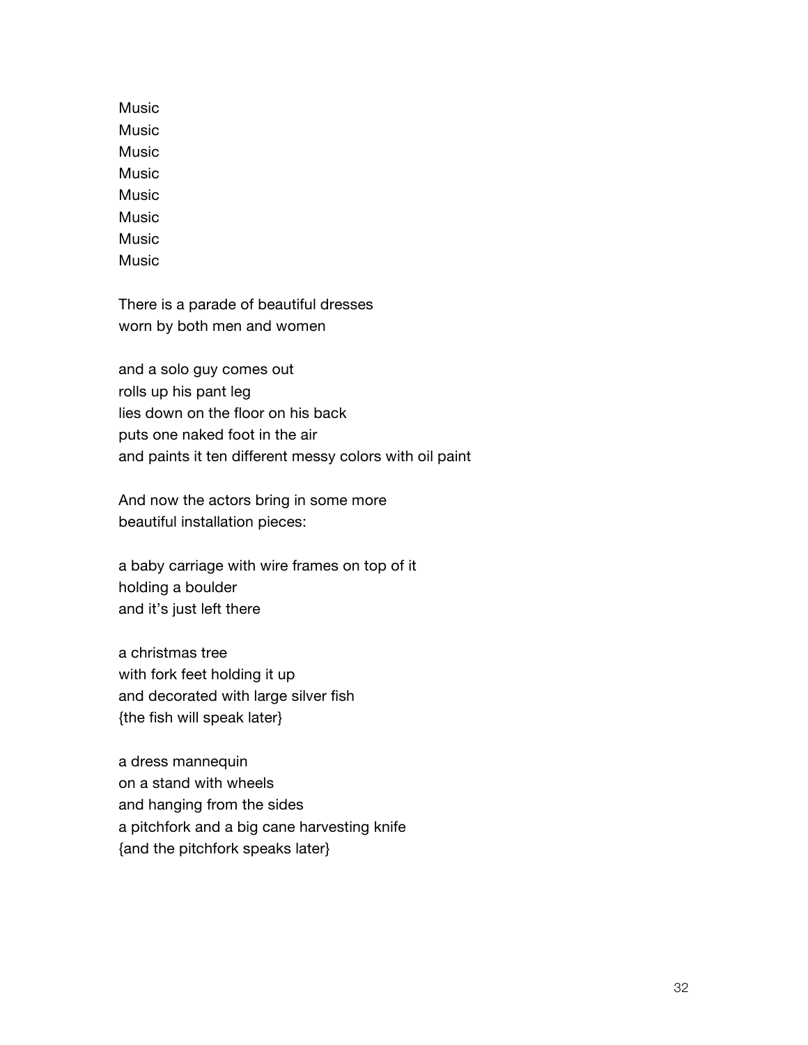Music
Music
Music
Music
Music
Music
Music
Music

There is a parade of beautiful dresses
worn by both men and women

and a solo guy comes out
rolls up his pant leg
lies down on the floor on his back
puts one naked foot in the air
and paints it ten different messy colors with oil paint

And now the actors bring in some more
beautiful installation pieces:

a baby carriage with wire frames on top of it
holding a boulder
and it's just left there

a christmas tree
with fork feet holding it up
and decorated with large silver fish
{the fish will speak later}

a dress mannequin
on a stand with wheels
and hanging from the sides
a pitchfork and a big cane harvesting knife
{and the pitchfork speaks later}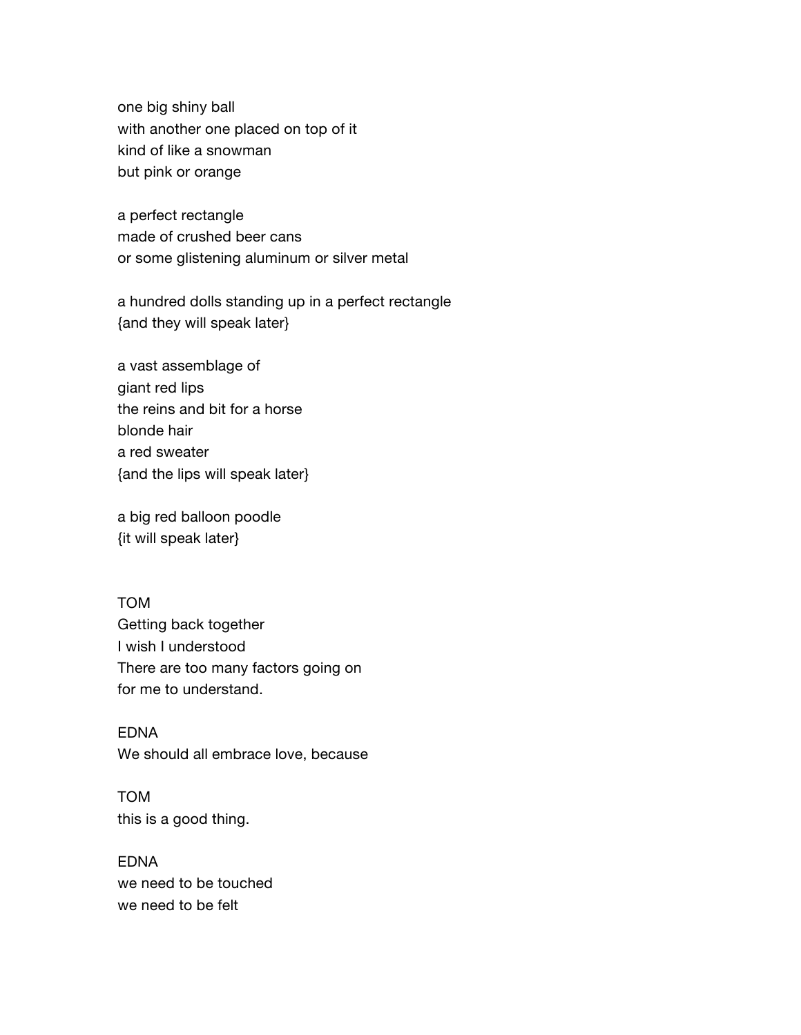one big shiny ball
with another one placed on top of it
kind of like a snowman
but pink or orange

a perfect rectangle
made of crushed beer cans
or some glistening aluminum or silver metal

a hundred dolls standing up in a perfect rectangle
{and they will speak later}

a vast assemblage of
giant red lips
the reins and bit for a horse
blonde hair
a red sweater
{and the lips will speak later}

a big red balloon poodle
{it will speak later}

TOM
Getting back together
I wish I understood
There are too many factors going on
for me to understand.

EDNA
We should all embrace love, because

TOM
this is a good thing.

EDNA
we need to be touched
we need to be felt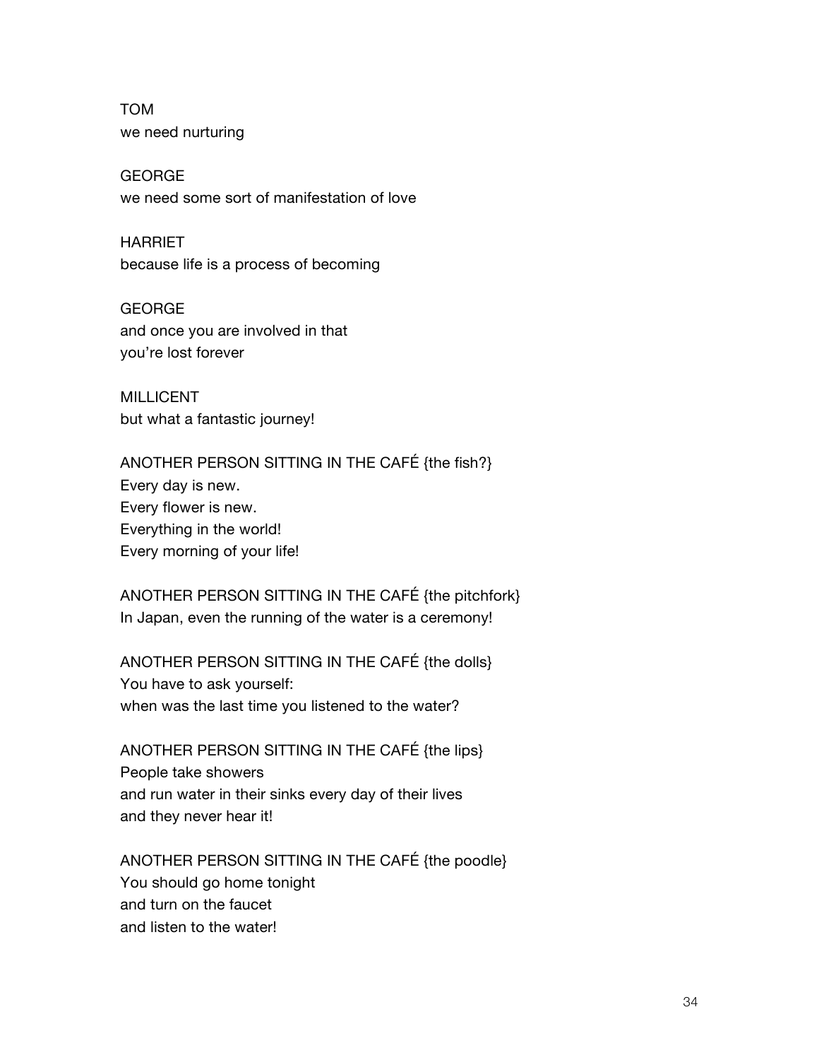TOM
we need nurturing

GEORGE
we need some sort of manifestation of love

HARRIET
because life is a process of becoming

GEORGE
and once you are involved in that
you're lost forever

MILLICENT
but what a fantastic journey!

ANOTHER PERSON SITTING IN THE CAFÉ {the fish?}
Every day is new.
Every flower is new.
Everything in the world!
Every morning of your life!

ANOTHER PERSON SITTING IN THE CAFÉ {the pitchfork}
In Japan, even the running of the water is a ceremony!

ANOTHER PERSON SITTING IN THE CAFÉ {the dolls}
You have to ask yourself:
when was the last time you listened to the water?

ANOTHER PERSON SITTING IN THE CAFÉ {the lips}
People take showers
and run water in their sinks every day of their lives
and they never hear it!

ANOTHER PERSON SITTING IN THE CAFÉ {the poodle}
You should go home tonight
and turn on the faucet
and listen to the water!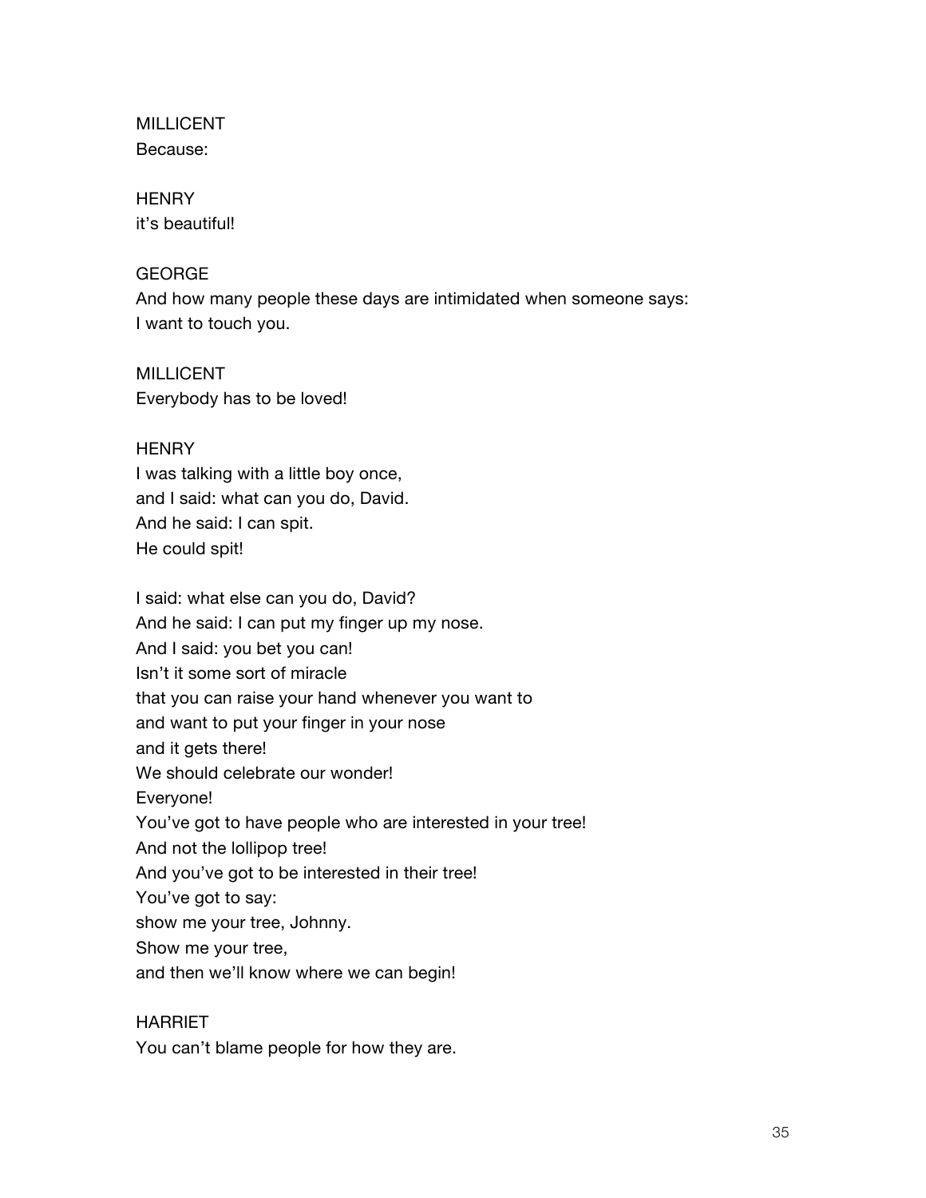MILLICENT
Because:

HENRY
it's beautiful!

GEORGE
And how many people these days are intimidated when someone says:
I want to touch you.

MILLICENT
Everybody has to be loved!

HENRY
I was talking with a little boy once,
and I said: what can you do, David.
And he said: I can spit.
He could spit!

I said: what else can you do, David?
And he said: I can put my finger up my nose.
And I said: you bet you can!
Isn't it some sort of miracle
that you can raise your hand whenever you want to
and want to put your finger in your nose
and it gets there!
We should celebrate our wonder!
Everyone!
You've got to have people who are interested in your tree!
And not the lollipop tree!
And you've got to be interested in their tree!
You've got to say:
show me your tree, Johnny.
Show me your tree,
and then we'll know where we can begin!

HARRIET
You can't blame people for how they are.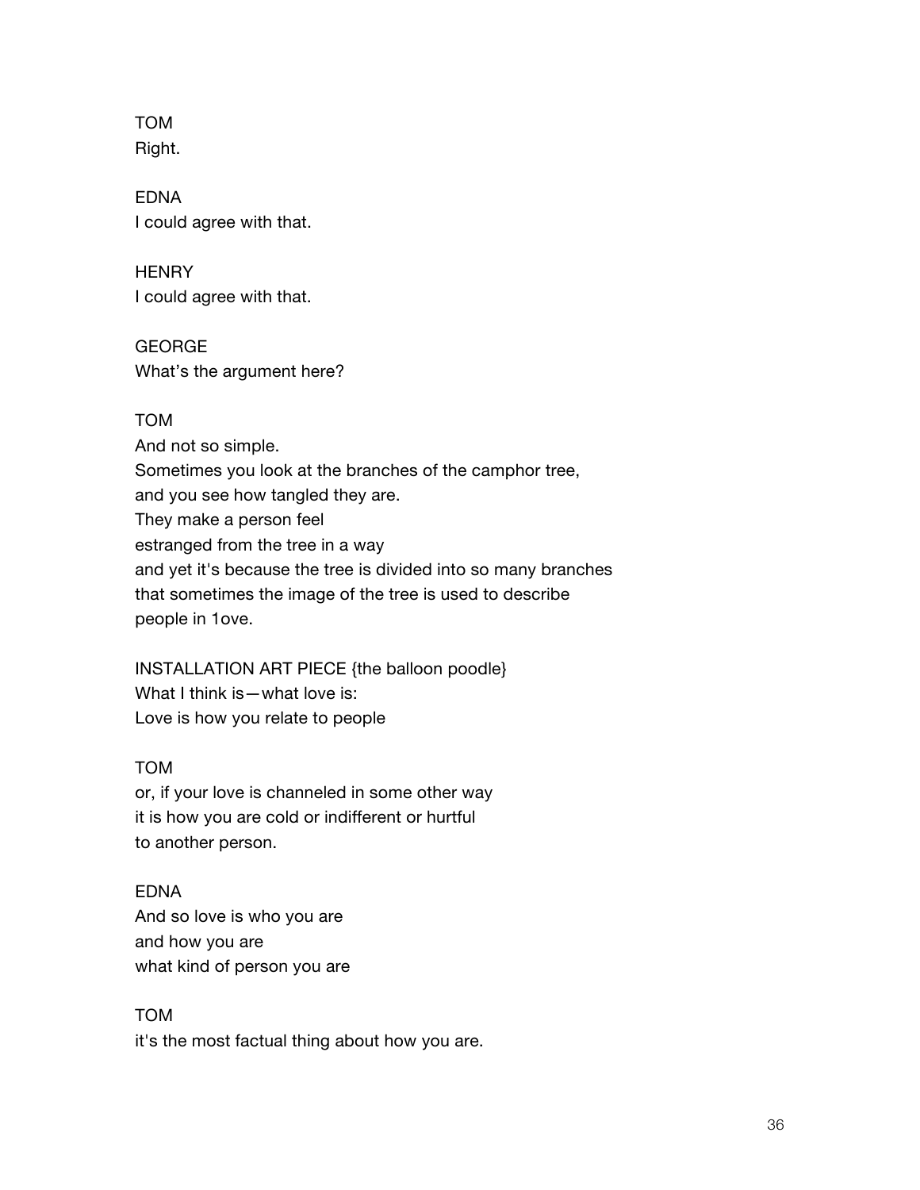TOM
Right.

EDNA
I could agree with that.

HENRY
I could agree with that.

GEORGE
What's the argument here?

TOM
And not so simple.
Sometimes you look at the branches of the camphor tree,
and you see how tangled they are.
They make a person feel
estranged from the tree in a way
and yet it's because the tree is divided into so many branches
that sometimes the image of the tree is used to describe
people in 1ove.

INSTALLATION ART PIECE {the balloon poodle}
What I think is—what love is:
Love is how you relate to people

TOM
or, if your love is channeled in some other way
it is how you are cold or indifferent or hurtful
to another person.

EDNA
And so love is who you are
and how you are
what kind of person you are

TOM
it's the most factual thing about how you are.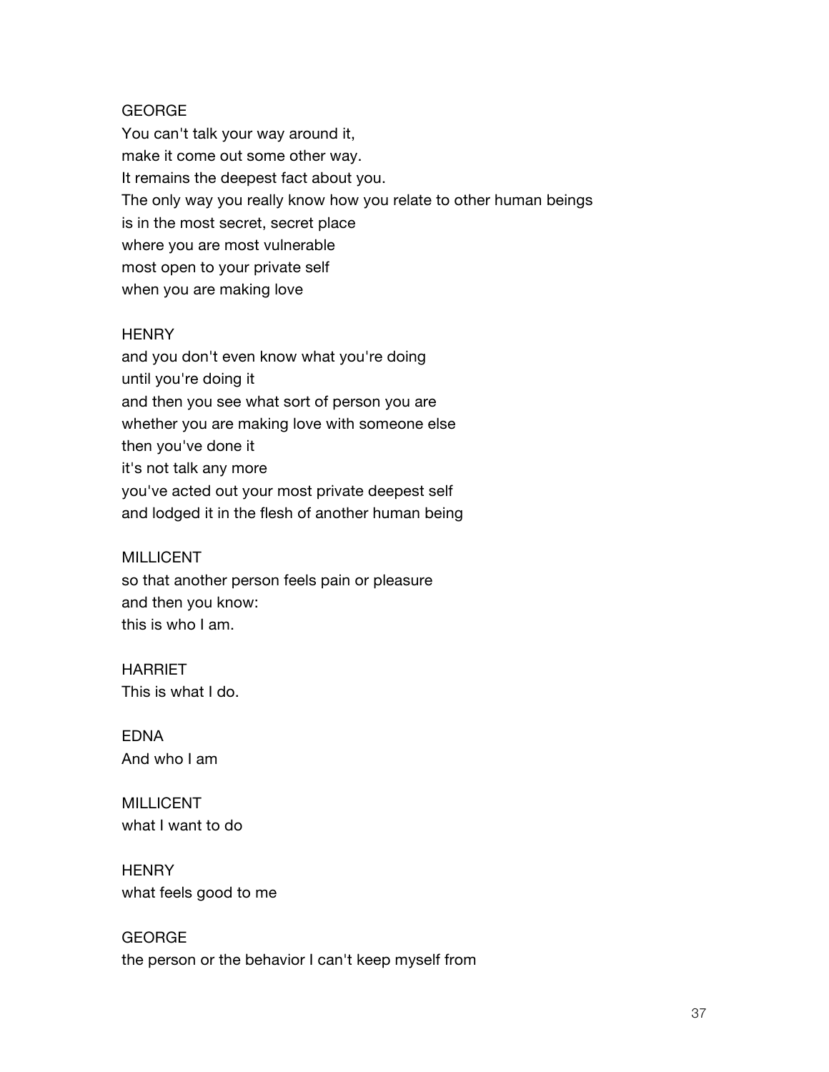GEORGE
You can't talk your way around it,
make it come out some other way.
It remains the deepest fact about you.
The only way you really know how you relate to other human beings
is in the most secret, secret place
where you are most vulnerable
most open to your private self
when you are making love

HENRY
and you don't even know what you're doing
until you're doing it
and then you see what sort of person you are
whether you are making love with someone else
then you've done it
it's not talk any more
you've acted out your most private deepest self
and lodged it in the flesh of another human being

MILLICENT
so that another person feels pain or pleasure
and then you know:
this is who I am.

HARRIET
This is what I do.

EDNA
And who I am

MILLICENT
what I want to do

HENRY
what feels good to me

GEORGE
the person or the behavior I can't keep myself from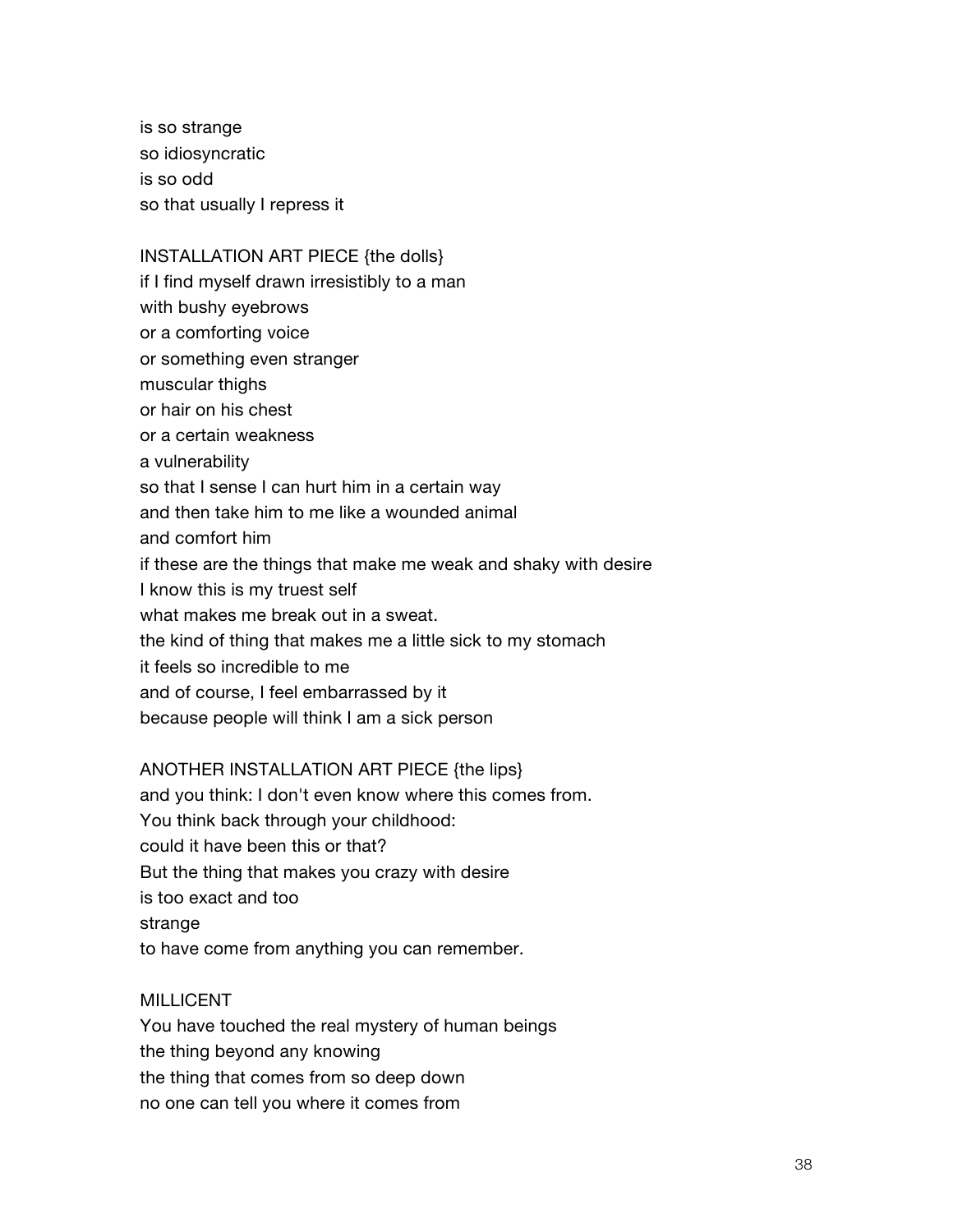is so strange
so idiosyncratic
is so odd
so that usually I repress it

INSTALLATION ART PIECE {the dolls}
if I find myself drawn irresistibly to a man
with bushy eyebrows
or a comforting voice
or something even stranger
muscular thighs
or hair on his chest
or a certain weakness
a vulnerability
so that I sense I can hurt him in a certain way
and then take him to me like a wounded animal
and comfort him
if these are the things that make me weak and shaky with desire
I know this is my truest self
what makes me break out in a sweat.
the kind of thing that makes me a little sick to my stomach
it feels so incredible to me
and of course, I feel embarrassed by it
because people will think I am a sick person

ANOTHER INSTALLATION ART PIECE {the lips}
and you think: I don't even know where this comes from.
You think back through your childhood:
could it have been this or that?
But the thing that makes you crazy with desire
is too exact and too
strange
to have come from anything you can remember.

MILLICENT
You have touched the real mystery of human beings
the thing beyond any knowing
the thing that comes from so deep down
no one can tell you where it comes from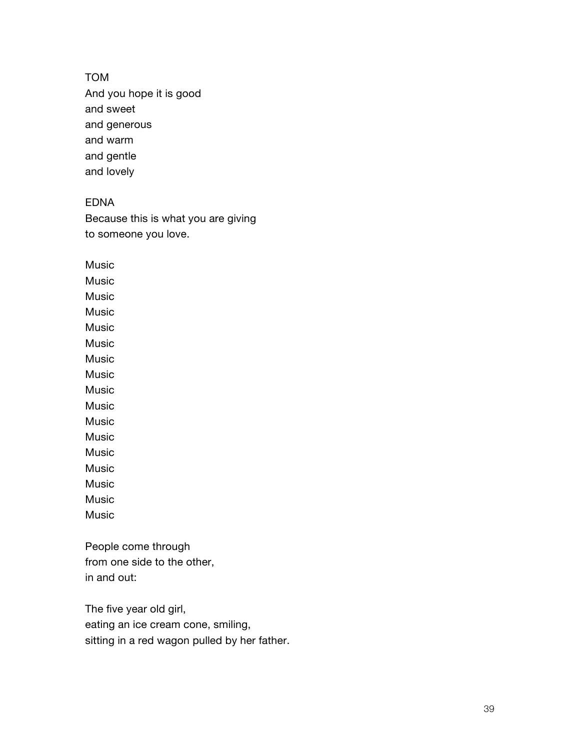TOM
And you hope it is good
and sweet
and generous
and warm
and gentle
and lovely

EDNA
Because this is what you are giving
to someone you love.

Music
Music
Music
Music
Music
Music
Music
Music
Music
Music
Music
Music
Music
Music
Music
Music
Music

People come through
from one side to the other,
in and out:

The five year old girl,
eating an ice cream cone, smiling,
sitting in a red wagon pulled by her father.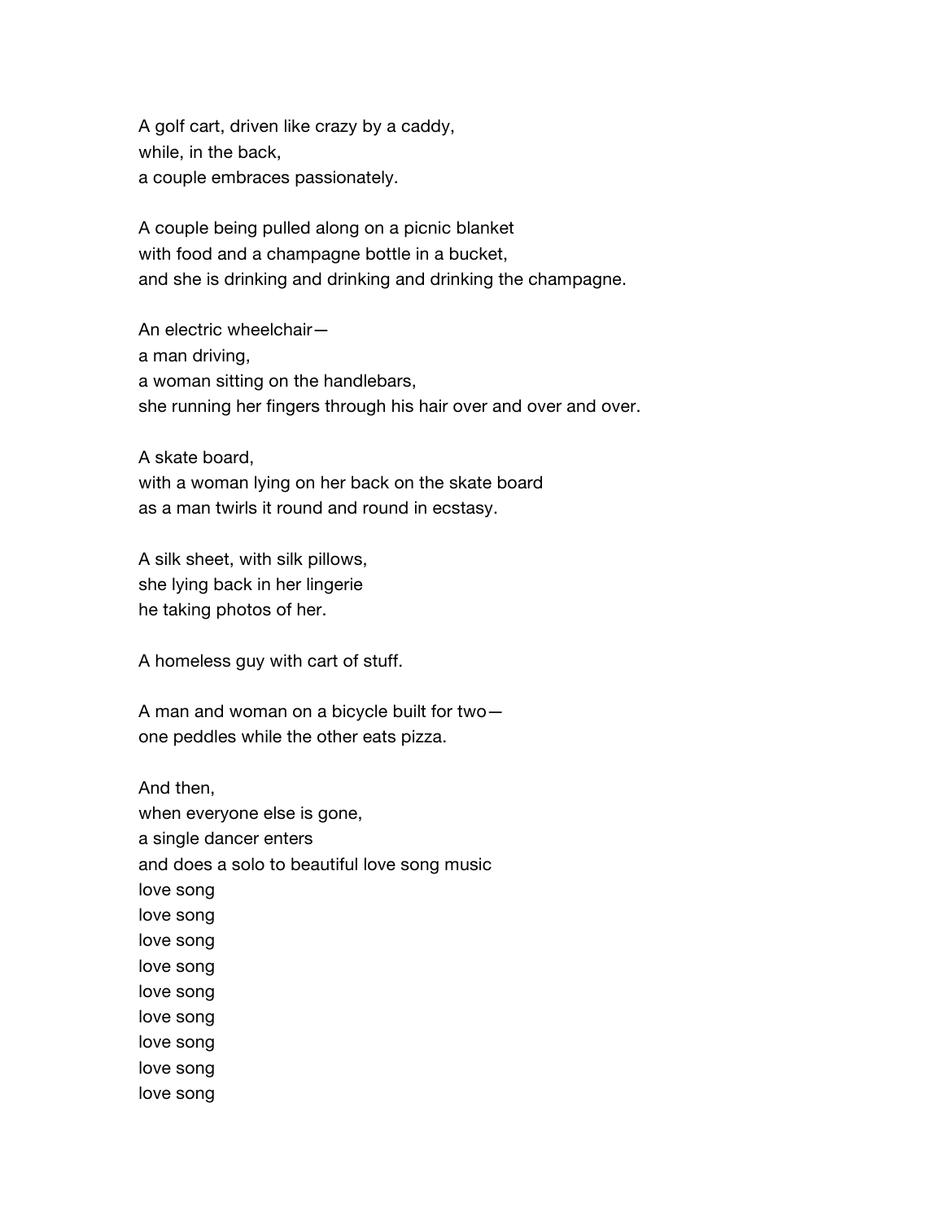A golf cart, driven like crazy by a caddy,
while, in the back,
a couple embraces passionately.

A couple being pulled along on a picnic blanket
with food and a champagne bottle in a bucket,
and she is drinking and drinking and drinking the champagne.

An electric wheelchair—
a man driving,
a woman sitting on the handlebars,
she running her fingers through his hair over and over and over.

A skate board,
with a woman lying on her back on the skate board
as a man twirls it round and round in ecstasy.

A silk sheet, with silk pillows,
she lying back in her lingerie
he taking photos of her.

A homeless guy with cart of stuff.

A man and woman on a bicycle built for two—
one peddles while the other eats pizza.

And then,
when everyone else is gone,
a single dancer enters
and does a solo to beautiful love song music
love song
love song
love song
love song
love song
love song
love song
love song
love song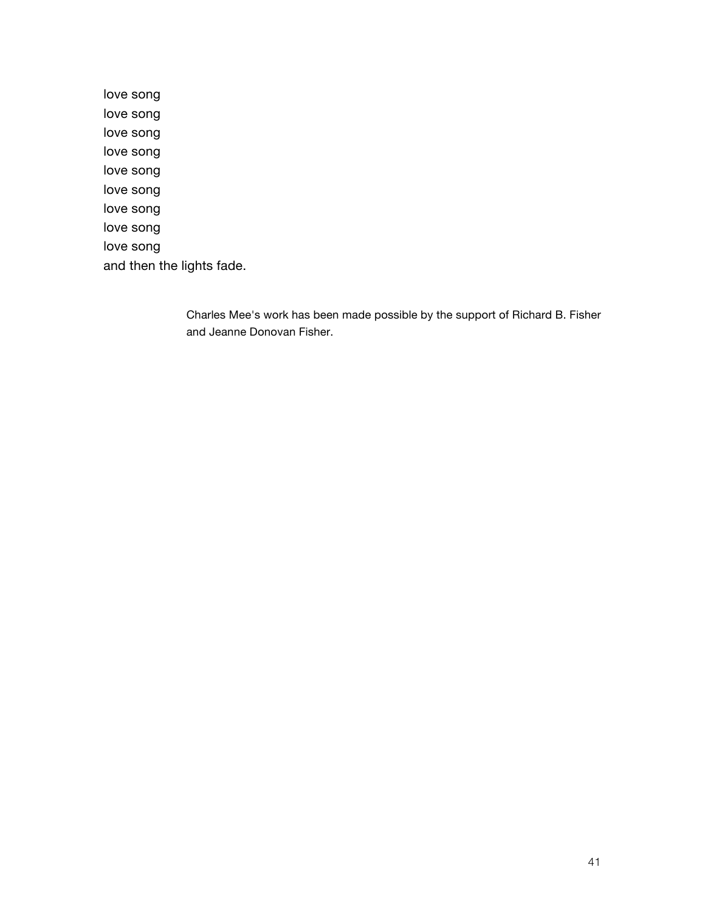love song
love song
love song
love song
love song
love song
love song
love song
love song
and then the lights fade.

Charles Mee's work has been made possible by the support of Richard B. Fisher and Jeanne Donovan Fisher.